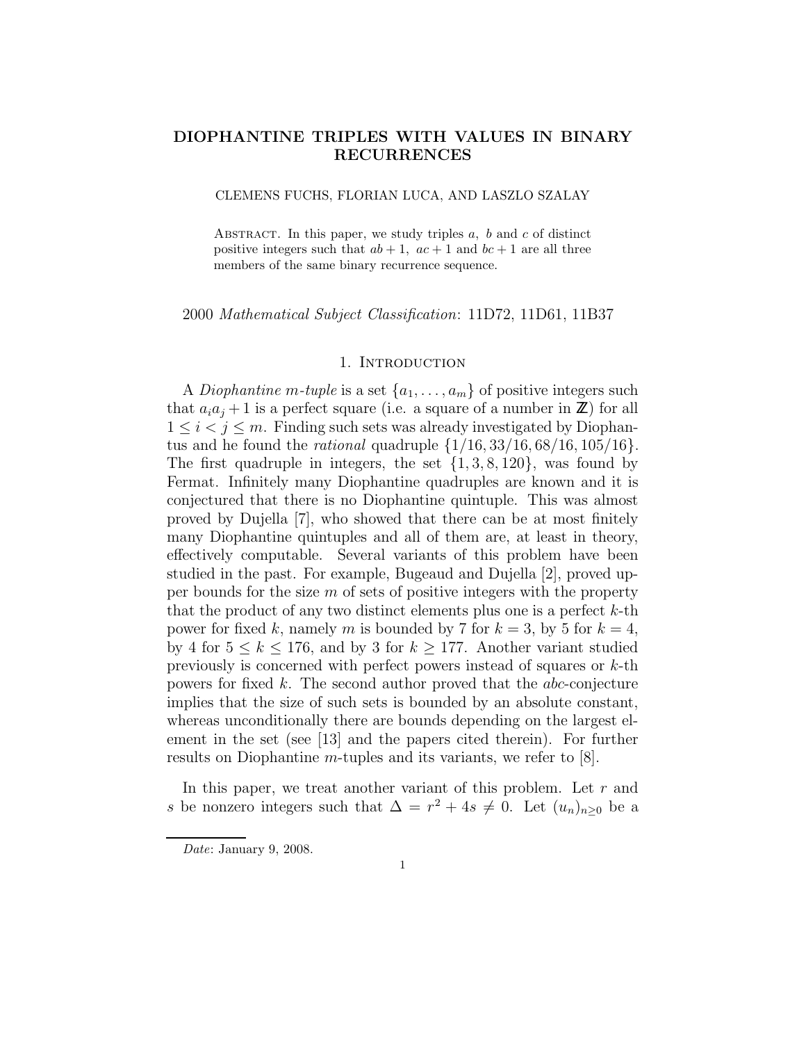# DIOPHANTINE TRIPLES WITH VALUES IN BINARY RECURRENCES

CLEMENS FUCHS, FLORIAN LUCA, AND LASZLO SZALAY

Abstract. In this paper, we study triples $a$, $b$ and $c$ of distinct positive integers such that $ab+1$, $ac+1$ and $bc+1$ are all three members of the same binary recurrence sequence.

2000 *Mathematical Subject Classification*: 11D72, 11D61, 11B37

## 1. Introduction

A *Diophantine m-tuple* is a set $\{a_1, \ldots, a_m\}$ of positive integers such that $a_ia_j+1$ is a perfect square (i.e. a square of a number in $\mathbb{Z}$) for all $1 \le i < j \le m$. Finding such sets was already investigated by Diophantus and he found the *rational* quadruple $\{1/16, 33/16, 68/16, 105/16\}$. The first quadruple in integers, the set $\{1, 3, 8, 120\}$, was found by Fermat. Infinitely many Diophantine quadruples are known and it is conjectured that there is no Diophantine quintuple. This was almost proved by Dujella [7], who showed that there can be at most finitely many Diophantine quintuples and all of them are, at least in theory, effectively computable. Several variants of this problem have been studied in the past. For example, Bugeaud and Dujella [2], proved upper bounds for the size $m$ of sets of positive integers with the property that the product of any two distinct elements plus one is a perfect $k$-th power for fixed $k$, namely $m$ is bounded by 7 for $k = 3$, by 5 for $k = 4$, by 4 for $5 \le k \le 176$, and by 3 for $k \ge 177$. Another variant studied previously is concerned with perfect powers instead of squares or $k$-th powers for fixed $k$. The second author proved that the *abc*-conjecture implies that the size of such sets is bounded by an absolute constant, whereas unconditionally there are bounds depending on the largest element in the set (see [13] and the papers cited therein). For further results on Diophantine $m$-tuples and its variants, we refer to [8].

In this paper, we treat another variant of this problem. Let $r$ and $s$ be nonzero integers such that $\Delta = r^2 + 4s \neq 0$. Let $(u_n)_{n \ge 0}$ be a

*Date*: January 9, 2008.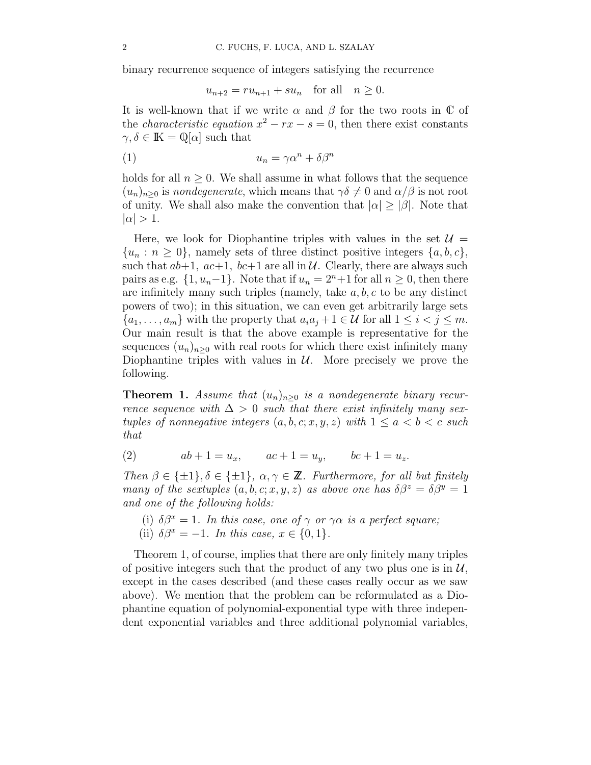binary recurrence sequence of integers satisfying the recurrence

$$u_{n+2} = ru_{n+1} + su_n \quad \text{for all} \quad n \geq 0.$$

It is well-known that if we write $\alpha$ and $\beta$ for the two roots in $\mathbb{C}$ of the *characteristic equation* $x^2 - rx - s = 0$, then there exist constants $\gamma, \delta \in \mathbb{K} = \mathbb{Q}[\alpha]$ such that

$$u_n = \gamma\alpha^n + \delta\beta^n \tag{1}$$

holds for all $n \geq 0$. We shall assume in what follows that the sequence $(u_n)_{n\geq 0}$ is *nondegenerate*, which means that $\gamma\delta \neq 0$ and $\alpha/\beta$ is not root of unity. We shall also make the convention that $|\alpha| \geq |\beta|$. Note that $|\alpha| > 1$.

Here, we look for Diophantine triples with values in the set $\mathcal{U} = \{u_n : n \geq 0\}$, namely sets of three distinct positive integers $\{a, b, c\}$, such that $ab+1$, $ac+1$, $bc+1$ are all in $\mathcal{U}$. Clearly, there are always such pairs as e.g. $\{1, u_n - 1\}$. Note that if $u_n = 2^n + 1$ for all $n \geq 0$, then there are infinitely many such triples (namely, take $a, b, c$ to be any distinct powers of two); in this situation, we can even get arbitrarily large sets $\{a_1, \ldots, a_m\}$ with the property that $a_ia_j + 1 \in \mathcal{U}$ for all $1 \leq i < j \leq m$. Our main result is that the above example is representative for the sequences $(u_n)_{n\geq 0}$ with real roots for which there exist infinitely many Diophantine triples with values in $\mathcal{U}$. More precisely we prove the following.

**Theorem 1.** *Assume that $(u_n)_{n\geq 0}$ is a nondegenerate binary recurrence sequence with $\Delta > 0$ such that there exist infinitely many sextuples of nonnegative integers $(a, b, c; x, y, z)$ with $1 \leq a < b < c$ such that*

$$ab + 1 = u_x, \qquad ac + 1 = u_y, \qquad bc + 1 = u_z. \tag{2}$$

*Then $\beta \in \{\pm 1\}$, $\delta \in \{\pm 1\}$, $\alpha, \gamma \in \mathbb{Z}$. Furthermore, for all but finitely many of the sextuples $(a, b, c; x, y, z)$ as above one has $\delta\beta^z = \delta\beta^y = 1$ and one of the following holds:*

(i) *$\delta\beta^x = 1$. In this case, one of $\gamma$ or $\gamma\alpha$ is a perfect square;*
(ii) *$\delta\beta^x = -1$. In this case, $x \in \{0, 1\}$.*

Theorem 1, of course, implies that there are only finitely many triples of positive integers such that the product of any two plus one is in $\mathcal{U}$, except in the cases described (and these cases really occur as we saw above). We mention that the problem can be reformulated as a Diophantine equation of polynomial-exponential type with three independent exponential variables and three additional polynomial variables,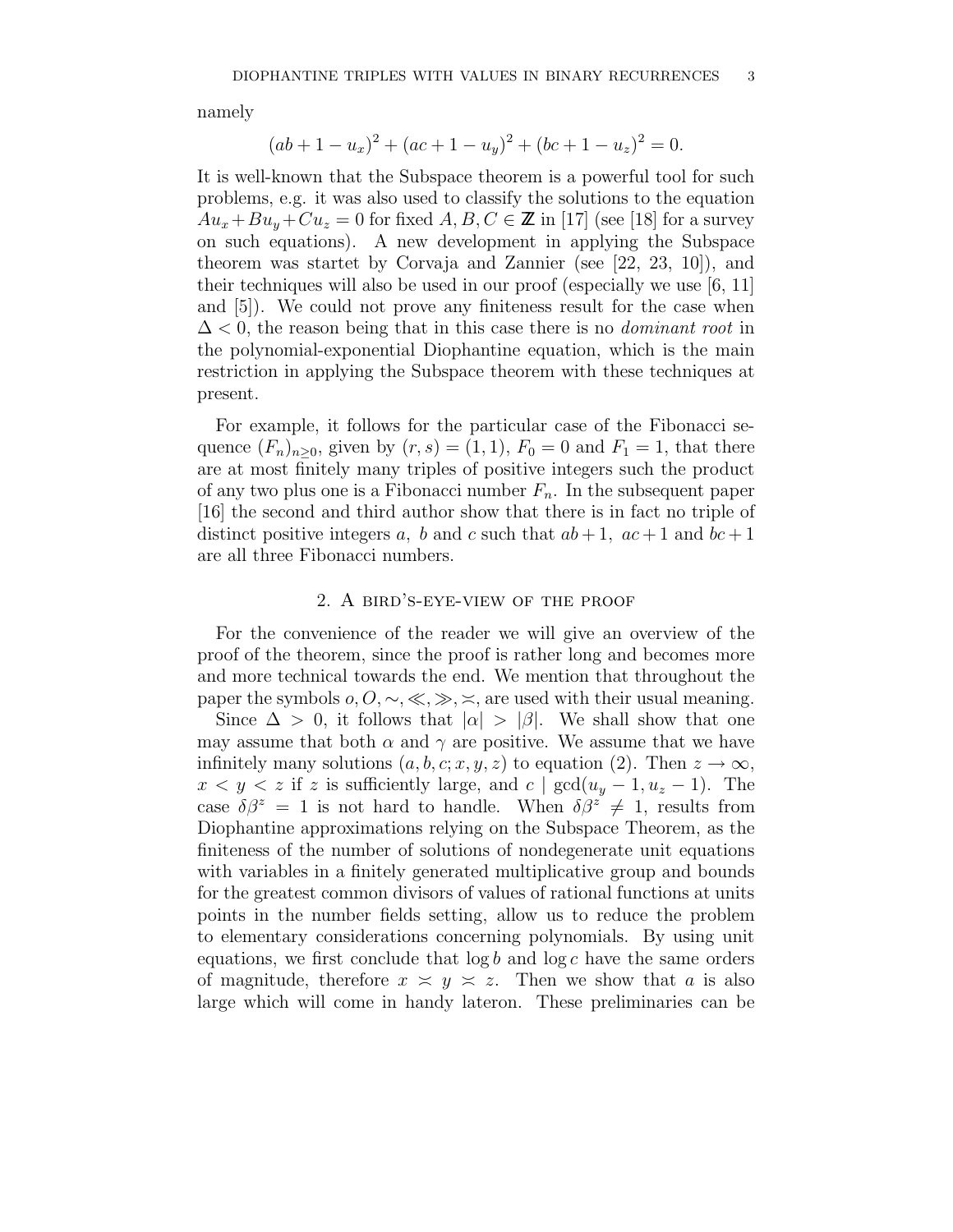namely

$$(ab + 1 - u_x)^2 + (ac + 1 - u_y)^2 + (bc + 1 - u_z)^2 = 0.$$

It is well-known that the Subspace theorem is a powerful tool for such problems, e.g. it was also used to classify the solutions to the equation $Au_x + Bu_y + Cu_z = 0$ for fixed $A, B, C \in \mathbb{Z}$ in [17] (see [18] for a survey on such equations). A new development in applying the Subspace theorem was startet by Corvaja and Zannier (see [22, 23, 10]), and their techniques will also be used in our proof (especially we use [6, 11] and [5]). We could not prove any finiteness result for the case when $\Delta < 0$, the reason being that in this case there is no *dominant root* in the polynomial-exponential Diophantine equation, which is the main restriction in applying the Subspace theorem with these techniques at present.

For example, it follows for the particular case of the Fibonacci sequence $(F_n)_{n\geq 0}$, given by $(r, s) = (1, 1)$, $F_0 = 0$ and $F_1 = 1$, that there are at most finitely many triples of positive integers such the product of any two plus one is a Fibonacci number $F_n$. In the subsequent paper [16] the second and third author show that there is in fact no triple of distinct positive integers $a$, $b$ and $c$ such that $ab + 1$, $ac + 1$ and $bc + 1$ are all three Fibonacci numbers.

## 2. A bird's-eye-view of the proof

For the convenience of the reader we will give an overview of the proof of the theorem, since the proof is rather long and becomes more and more technical towards the end. We mention that throughout the paper the symbols $o, O, \sim, \ll, \gg, \asymp$, are used with their usual meaning.

Since $\Delta > 0$, it follows that $|\alpha| > |\beta|$. We shall show that one may assume that both $\alpha$ and $\gamma$ are positive. We assume that we have infinitely many solutions $(a, b, c; x, y, z)$ to equation (2). Then $z \to \infty$, $x < y < z$ if $z$ is sufficiently large, and $c \mid \gcd(u_y - 1, u_z - 1)$. The case $\delta\beta^z = 1$ is not hard to handle. When $\delta\beta^z \neq 1$, results from Diophantine approximations relying on the Subspace Theorem, as the finiteness of the number of solutions of nondegenerate unit equations with variables in a finitely generated multiplicative group and bounds for the greatest common divisors of values of rational functions at units points in the number fields setting, allow us to reduce the problem to elementary considerations concerning polynomials. By using unit equations, we first conclude that $\log b$ and $\log c$ have the same orders of magnitude, therefore $x \asymp y \asymp z$. Then we show that $a$ is also large which will come in handy lateron. These preliminaries can be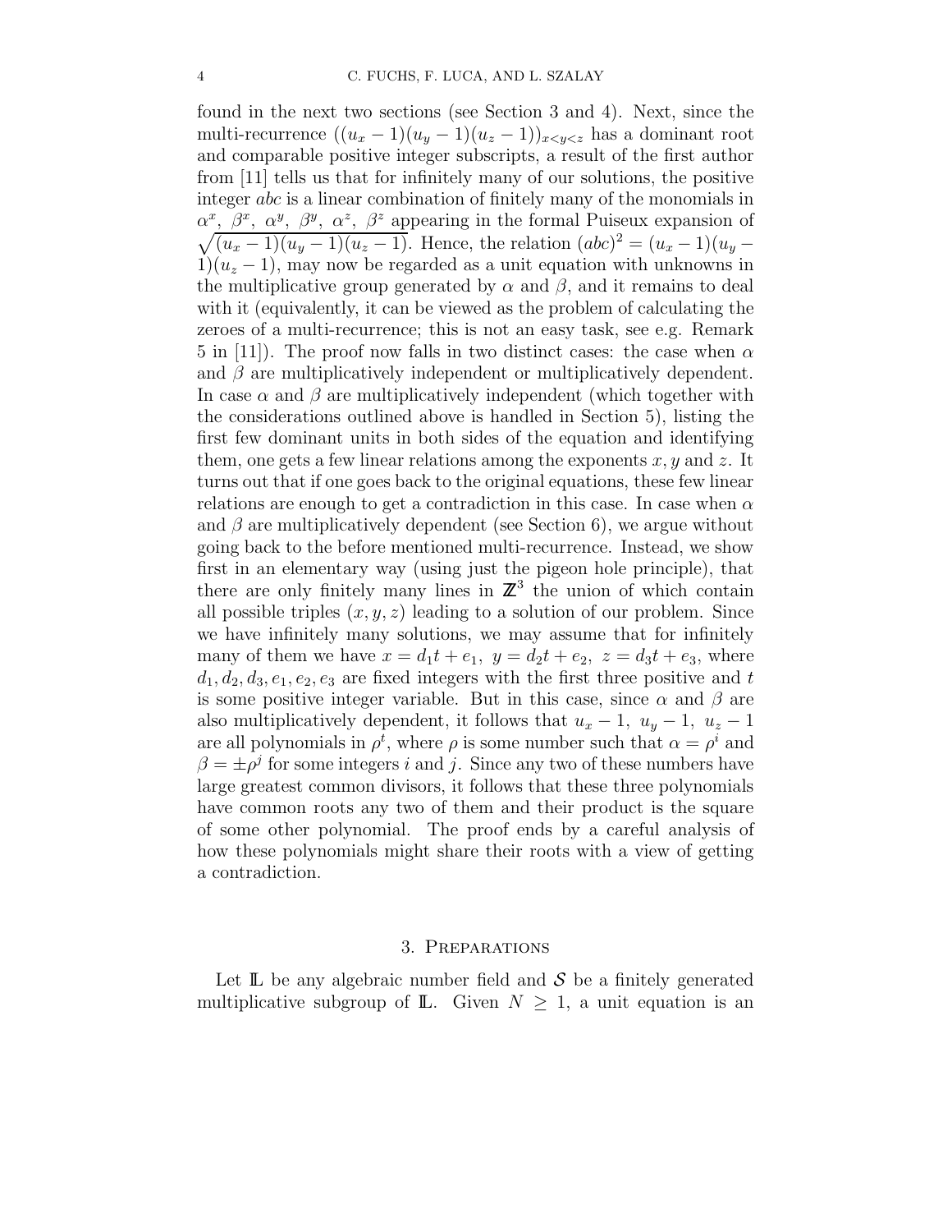found in the next two sections (see Section 3 and 4). Next, since the multi-recurrence $((u_x-1)(u_y-1)(u_z-1))_{x<y<z}$ has a dominant root and comparable positive integer subscripts, a result of the first author from [11] tells us that for infinitely many of our solutions, the positive integer $abc$ is a linear combination of finitely many of the monomials in $\alpha^x,\ \beta^x,\ \alpha^y,\ \beta^y,\ \alpha^z,\ \beta^z$ appearing in the formal Puiseux expansion of $\sqrt{(u_x-1)(u_y-1)(u_z-1)}$. Hence, the relation $(abc)^2 = (u_x-1)(u_y-1)(u_z-1)$, may now be regarded as a unit equation with unknowns in the multiplicative group generated by $\alpha$ and $\beta$, and it remains to deal with it (equivalently, it can be viewed as the problem of calculating the zeroes of a multi-recurrence; this is not an easy task, see e.g. Remark 5 in [11]). The proof now falls in two distinct cases: the case when $\alpha$ and $\beta$ are multiplicatively independent or multiplicatively dependent. In case $\alpha$ and $\beta$ are multiplicatively independent (which together with the considerations outlined above is handled in Section 5), listing the first few dominant units in both sides of the equation and identifying them, one gets a few linear relations among the exponents $x, y$ and $z$. It turns out that if one goes back to the original equations, these few linear relations are enough to get a contradiction in this case. In case when $\alpha$ and $\beta$ are multiplicatively dependent (see Section 6), we argue without going back to the before mentioned multi-recurrence. Instead, we show first in an elementary way (using just the pigeon hole principle), that there are only finitely many lines in $\mathbb{Z}^3$ the union of which contain all possible triples $(x, y, z)$ leading to a solution of our problem. Since we have infinitely many solutions, we may assume that for infinitely many of them we have $x = d_1t + e_1,\ y = d_2t + e_2,\ z = d_3t + e_3$, where $d_1, d_2, d_3, e_1, e_2, e_3$ are fixed integers with the first three positive and $t$ is some positive integer variable. But in this case, since $\alpha$ and $\beta$ are also multiplicatively dependent, it follows that $u_x - 1,\ u_y - 1,\ u_z - 1$ are all polynomials in $\rho^t$, where $\rho$ is some number such that $\alpha = \rho^i$ and $\beta = \pm\rho^j$ for some integers $i$ and $j$. Since any two of these numbers have large greatest common divisors, it follows that these three polynomials have common roots any two of them and their product is the square of some other polynomial. The proof ends by a careful analysis of how these polynomials might share their roots with a view of getting a contradiction.

## 3. Preparations

Let $\mathbb{L}$ be any algebraic number field and $\mathcal{S}$ be a finitely generated multiplicative subgroup of $\mathbb{L}$. Given $N \geq 1$, a unit equation is an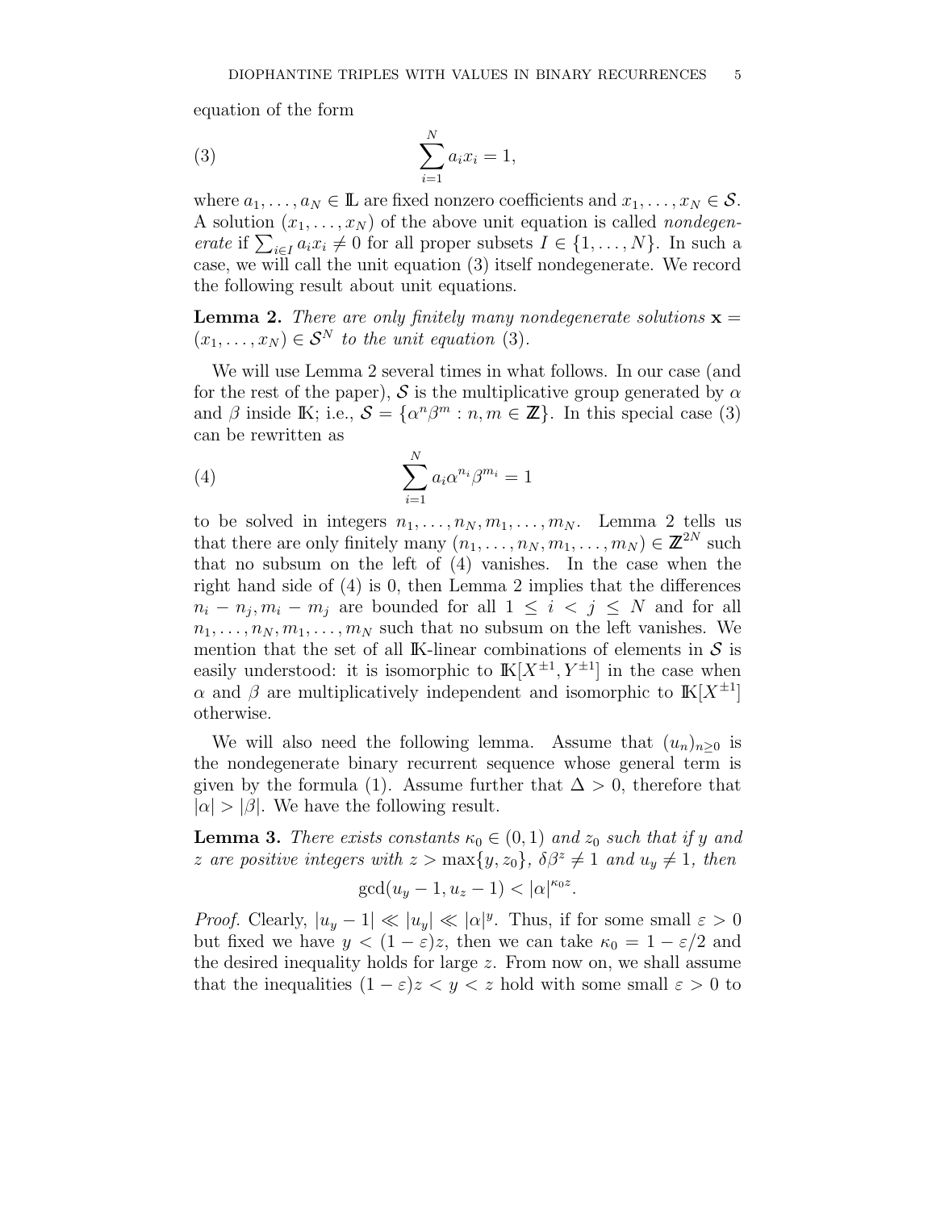equation of the form

$$\sum_{i=1}^{N} a_i x_i = 1, \tag{3}$$

where $a_1, \ldots, a_N \in \mathbb{L}$ are fixed nonzero coefficients and $x_1, \ldots, x_N \in \mathcal{S}$. A solution $(x_1, \ldots, x_N)$ of the above unit equation is called *nondegenerate* if $\sum_{i \in I} a_i x_i \neq 0$ for all proper subsets $I \in \{1, \ldots, N\}$. In such a case, we will call the unit equation (3) itself nondegenerate. We record the following result about unit equations.

**Lemma 2.** *There are only finitely many nondegenerate solutions $\mathbf{x} = (x_1, \ldots, x_N) \in \mathcal{S}^N$ to the unit equation (3).*

We will use Lemma 2 several times in what follows. In our case (and for the rest of the paper), $\mathcal{S}$ is the multiplicative group generated by $\alpha$ and $\beta$ inside $\mathbb{K}$; i.e., $\mathcal{S} = \{\alpha^n \beta^m : n, m \in \mathbb{Z}\}$. In this special case (3) can be rewritten as

$$\sum_{i=1}^{N} a_i \alpha^{n_i} \beta^{m_i} = 1 \tag{4}$$

to be solved in integers $n_1, \ldots, n_N, m_1, \ldots, m_N$. Lemma 2 tells us that there are only finitely many $(n_1, \ldots, n_N, m_1, \ldots, m_N) \in \mathbb{Z}^{2N}$ such that no subsum on the left of (4) vanishes. In the case when the right hand side of (4) is 0, then Lemma 2 implies that the differences $n_i - n_j, m_i - m_j$ are bounded for all $1 \leq i < j \leq N$ and for all $n_1, \ldots, n_N, m_1, \ldots, m_N$ such that no subsum on the left vanishes. We mention that the set of all $\mathbb{K}$-linear combinations of elements in $\mathcal{S}$ is easily understood: it is isomorphic to $\mathbb{K}[X^{\pm 1}, Y^{\pm 1}]$ in the case when $\alpha$ and $\beta$ are multiplicatively independent and isomorphic to $\mathbb{K}[X^{\pm 1}]$ otherwise.

We will also need the following lemma. Assume that $(u_n)_{n \geq 0}$ is the nondegenerate binary recurrent sequence whose general term is given by the formula (1). Assume further that $\Delta > 0$, therefore that $|\alpha| > |\beta|$. We have the following result.

**Lemma 3.** *There exists constants $\kappa_0 \in (0, 1)$ and $z_0$ such that if $y$ and $z$ are positive integers with $z > \max\{y, z_0\}$, $\delta\beta^z \neq 1$ and $u_y \neq 1$, then*

$$\gcd(u_y - 1, u_z - 1) < |\alpha|^{\kappa_0 z}.$$

*Proof.* Clearly, $|u_y - 1| \ll |u_y| \ll |\alpha|^y$. Thus, if for some small $\varepsilon > 0$ but fixed we have $y < (1 - \varepsilon)z$, then we can take $\kappa_0 = 1 - \varepsilon/2$ and the desired inequality holds for large $z$. From now on, we shall assume that the inequalities $(1 - \varepsilon)z < y < z$ hold with some small $\varepsilon > 0$ to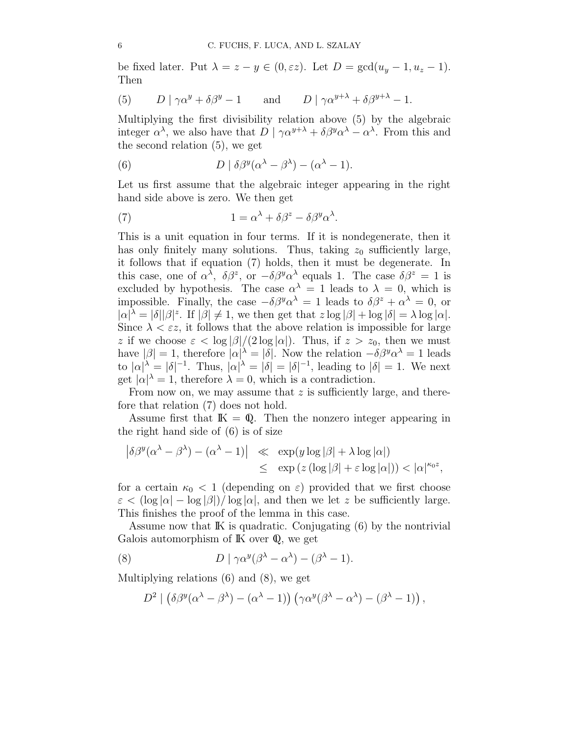be fixed later. Put $\lambda = z - y \in (0, \varepsilon z)$. Let $D = \gcd(u_y - 1, u_z - 1)$. Then

$$D \mid \gamma\alpha^y + \delta\beta^y - 1 \qquad \text{and} \qquad D \mid \gamma\alpha^{y+\lambda} + \delta\beta^{y+\lambda} - 1. \tag{5}$$

Multiplying the first divisibility relation above (5) by the algebraic integer $\alpha^\lambda$, we also have that $D \mid \gamma\alpha^{y+\lambda} + \delta\beta^y\alpha^\lambda - \alpha^\lambda$. From this and the second relation (5), we get

$$D \mid \delta\beta^y(\alpha^\lambda - \beta^\lambda) - (\alpha^\lambda - 1). \tag{6}$$

Let us first assume that the algebraic integer appearing in the right hand side above is zero. We then get

$$1 = \alpha^\lambda + \delta\beta^z - \delta\beta^y\alpha^\lambda. \tag{7}$$

This is a unit equation in four terms. If it is nondegenerate, then it has only finitely many solutions. Thus, taking $z_0$ sufficiently large, it follows that if equation (7) holds, then it must be degenerate. In this case, one of $\alpha^\lambda$, $\delta\beta^z$, or $-\delta\beta^y\alpha^\lambda$ equals 1. The case $\delta\beta^z = 1$ is excluded by hypothesis. The case $\alpha^\lambda = 1$ leads to $\lambda = 0$, which is impossible. Finally, the case $-\delta\beta^y\alpha^\lambda = 1$ leads to $\delta\beta^z + \alpha^\lambda = 0$, or $|\alpha|^\lambda = |\delta||\beta|^z$. If $|\beta| \neq 1$, we then get that $z\log|\beta| + \log|\delta| = \lambda\log|\alpha|$. Since $\lambda < \varepsilon z$, it follows that the above relation is impossible for large $z$ if we choose $\varepsilon < \log|\beta|/(2\log|\alpha|)$. Thus, if $z > z_0$, then we must have $|\beta| = 1$, therefore $|\alpha|^\lambda = |\delta|$. Now the relation $-\delta\beta^y\alpha^\lambda = 1$ leads to $|\alpha|^\lambda = |\delta|^{-1}$. Thus, $|\alpha|^\lambda = |\delta| = |\delta|^{-1}$, leading to $|\delta| = 1$. We next get $|\alpha|^\lambda = 1$, therefore $\lambda = 0$, which is a contradiction.

From now on, we may assume that $z$ is sufficiently large, and therefore that relation (7) does not hold.

Assume first that $\mathbb{K} = \mathbb{Q}$. Then the nonzero integer appearing in the right hand side of (6) is of size

$$\begin{aligned}\left|\delta\beta^y(\alpha^\lambda - \beta^\lambda) - (\alpha^\lambda - 1)\right| &\ll \exp(y\log|\beta| + \lambda\log|\alpha|)\\ &\leq \exp\left(z\left(\log|\beta| + \varepsilon\log|\alpha|\right)\right) < |\alpha|^{\kappa_0 z},\end{aligned}$$

for a certain $\kappa_0 < 1$ (depending on $\varepsilon$) provided that we first choose $\varepsilon < (\log|\alpha| - \log|\beta|)/\log|\alpha|$, and then we let $z$ be sufficiently large. This finishes the proof of the lemma in this case.

Assume now that $\mathbb{K}$ is quadratic. Conjugating (6) by the nontrivial Galois automorphism of $\mathbb{K}$ over $\mathbb{Q}$, we get

$$D \mid \gamma\alpha^y(\beta^\lambda - \alpha^\lambda) - (\beta^\lambda - 1). \tag{8}$$

Multiplying relations (6) and (8), we get

$$D^2 \mid \left(\delta\beta^y(\alpha^\lambda - \beta^\lambda) - (\alpha^\lambda - 1)\right)\left(\gamma\alpha^y(\beta^\lambda - \alpha^\lambda) - (\beta^\lambda - 1)\right),$$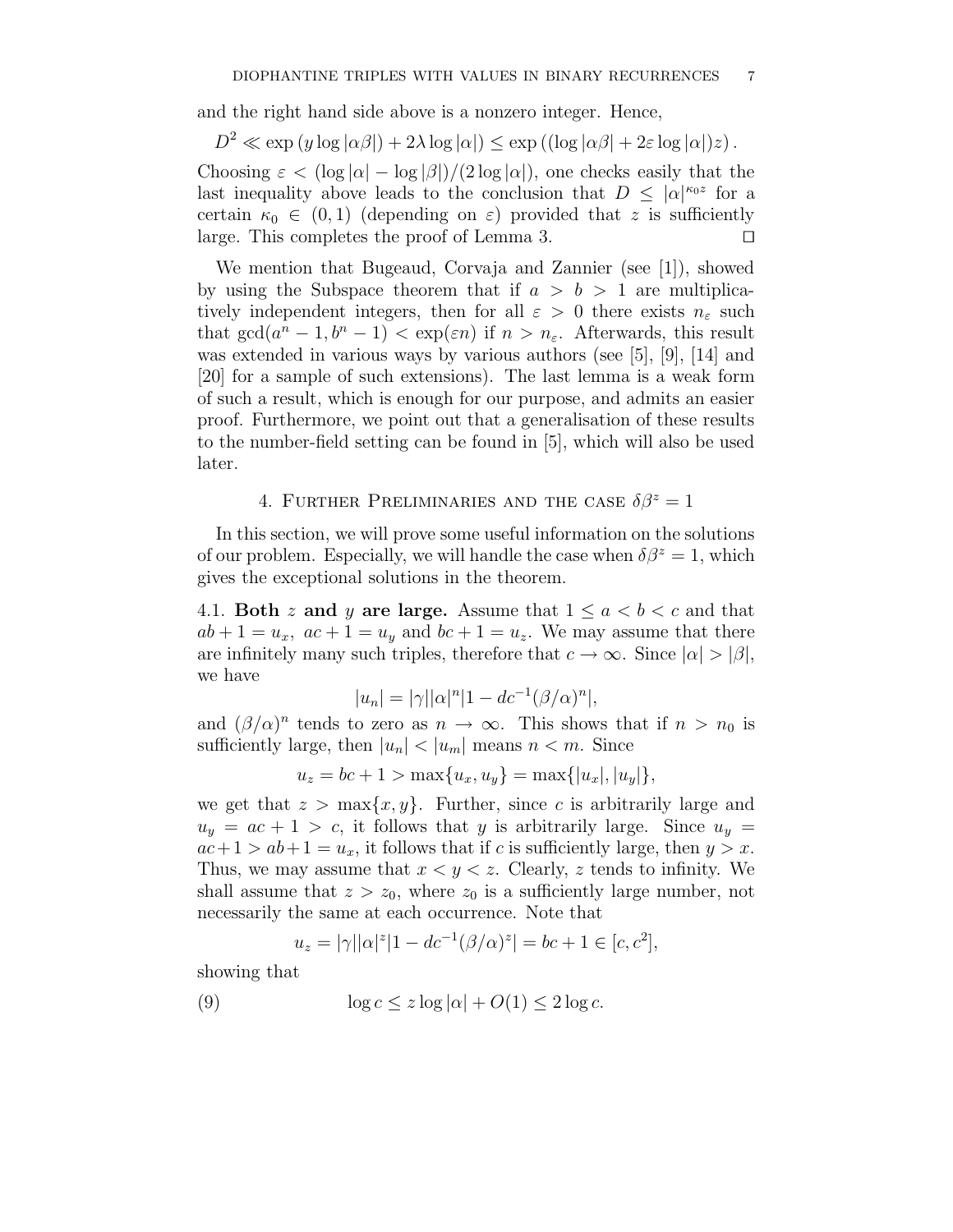and the right hand side above is a nonzero integer. Hence,

$$D^2 \ll \exp\left(y \log|\alpha\beta|\right) + 2\lambda \log|\alpha|) \le \exp\left((\log|\alpha\beta| + 2\varepsilon \log|\alpha|)z\right).$$

Choosing $\varepsilon < (\log|\alpha| - \log|\beta|)/(2\log|\alpha|)$, one checks easily that the last inequality above leads to the conclusion that $D \le |\alpha|^{\kappa_0 z}$ for a certain $\kappa_0 \in (0,1)$ (depending on $\varepsilon$) provided that $z$ is sufficiently large. This completes the proof of Lemma 3. $\square$

We mention that Bugeaud, Corvaja and Zannier (see [1]), showed by using the Subspace theorem that if $a > b > 1$ are multiplicatively independent integers, then for all $\varepsilon > 0$ there exists $n_\varepsilon$ such that $\gcd(a^n - 1, b^n - 1) < \exp(\varepsilon n)$ if $n > n_\varepsilon$. Afterwards, this result was extended in various ways by various authors (see [5], [9], [14] and [20] for a sample of such extensions). The last lemma is a weak form of such a result, which is enough for our purpose, and admits an easier proof. Furthermore, we point out that a generalisation of these results to the number-field setting can be found in [5], which will also be used later.

## 4. Further Preliminaries and the case $\delta\beta^z = 1$

In this section, we will prove some useful information on the solutions of our problem. Especially, we will handle the case when $\delta\beta^z = 1$, which gives the exceptional solutions in the theorem.

4.1. **Both $z$ and $y$ are large.** Assume that $1 \le a < b < c$ and that $ab + 1 = u_x$, $ac + 1 = u_y$ and $bc + 1 = u_z$. We may assume that there are infinitely many such triples, therefore that $c \to \infty$. Since $|\alpha| > |\beta|$, we have

$$|u_n| = |\gamma||\alpha|^n|1 - dc^{-1}(\beta/\alpha)^n|,$$

and $(\beta/\alpha)^n$ tends to zero as $n \to \infty$. This shows that if $n > n_0$ is sufficiently large, then $|u_n| < |u_m|$ means $n < m$. Since

$$u_z = bc + 1 > \max\{u_x, u_y\} = \max\{|u_x|, |u_y|\},$$

we get that $z > \max\{x, y\}$. Further, since $c$ is arbitrarily large and $u_y = ac + 1 > c$, it follows that $y$ is arbitrarily large. Since $u_y = ac+1 > ab+1 = u_x$, it follows that if $c$ is sufficiently large, then $y > x$. Thus, we may assume that $x < y < z$. Clearly, $z$ tends to infinity. We shall assume that $z > z_0$, where $z_0$ is a sufficiently large number, not necessarily the same at each occurrence. Note that

$$u_z = |\gamma||\alpha|^z|1 - dc^{-1}(\beta/\alpha)^z| = bc + 1 \in [c, c^2],$$

showing that

$$\log c \le z \log|\alpha| + O(1) \le 2\log c. \tag{9}$$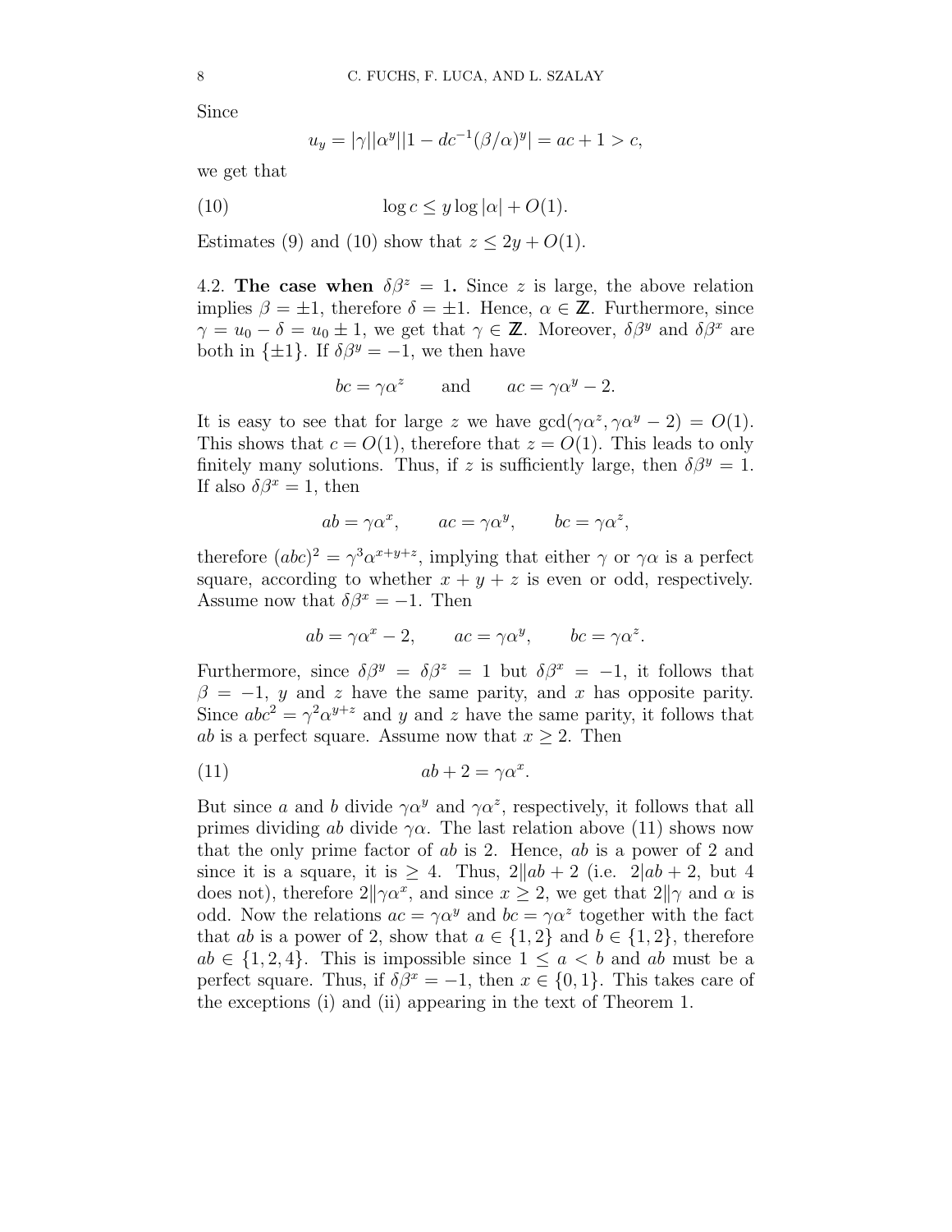Since

$$u_y = |\gamma||\alpha^y||1 - dc^{-1}(\beta/\alpha)^y| = ac + 1 > c,$$

we get that

$$\log c \le y \log |\alpha| + O(1). \tag{10}$$

Estimates (9) and (10) show that $z \le 2y + O(1)$.

4.2. **The case when $\delta\beta^z = 1$.** Since $z$ is large, the above relation implies $\beta = \pm 1$, therefore $\delta = \pm 1$. Hence, $\alpha \in \mathbb{Z}$. Furthermore, since $\gamma = u_0 - \delta = u_0 \pm 1$, we get that $\gamma \in \mathbb{Z}$. Moreover, $\delta\beta^y$ and $\delta\beta^x$ are both in $\{\pm 1\}$. If $\delta\beta^y = -1$, we then have

$$bc = \gamma\alpha^z \qquad \text{and} \qquad ac = \gamma\alpha^y - 2.$$

It is easy to see that for large $z$ we have $\gcd(\gamma\alpha^z, \gamma\alpha^y - 2) = O(1)$. This shows that $c = O(1)$, therefore that $z = O(1)$. This leads to only finitely many solutions. Thus, if $z$ is sufficiently large, then $\delta\beta^y = 1$. If also $\delta\beta^x = 1$, then

$$ab = \gamma\alpha^x, \qquad ac = \gamma\alpha^y, \qquad bc = \gamma\alpha^z,$$

therefore $(abc)^2 = \gamma^3\alpha^{x+y+z}$, implying that either $\gamma$ or $\gamma\alpha$ is a perfect square, according to whether $x + y + z$ is even or odd, respectively. Assume now that $\delta\beta^x = -1$. Then

$$ab = \gamma\alpha^x - 2, \qquad ac = \gamma\alpha^y, \qquad bc = \gamma\alpha^z.$$

Furthermore, since $\delta\beta^y = \delta\beta^z = 1$ but $\delta\beta^x = -1$, it follows that $\beta = -1$, $y$ and $z$ have the same parity, and $x$ has opposite parity. Since $abc^2 = \gamma^2\alpha^{y+z}$ and $y$ and $z$ have the same parity, it follows that $ab$ is a perfect square. Assume now that $x \ge 2$. Then

$$ab + 2 = \gamma\alpha^x. \tag{11}$$

But since $a$ and $b$ divide $\gamma\alpha^y$ and $\gamma\alpha^z$, respectively, it follows that all primes dividing $ab$ divide $\gamma\alpha$. The last relation above (11) shows now that the only prime factor of $ab$ is 2. Hence, $ab$ is a power of 2 and since it is a square, it is $\ge 4$. Thus, $2 \| ab + 2$ (i.e. $2 | ab + 2$, but 4 does not), therefore $2 \| \gamma\alpha^x$, and since $x \ge 2$, we get that $2 \| \gamma$ and $\alpha$ is odd. Now the relations $ac = \gamma\alpha^y$ and $bc = \gamma\alpha^z$ together with the fact that $ab$ is a power of 2, show that $a \in \{1, 2\}$ and $b \in \{1, 2\}$, therefore $ab \in \{1, 2, 4\}$. This is impossible since $1 \le a < b$ and $ab$ must be a perfect square. Thus, if $\delta\beta^x = -1$, then $x \in \{0, 1\}$. This takes care of the exceptions (i) and (ii) appearing in the text of Theorem 1.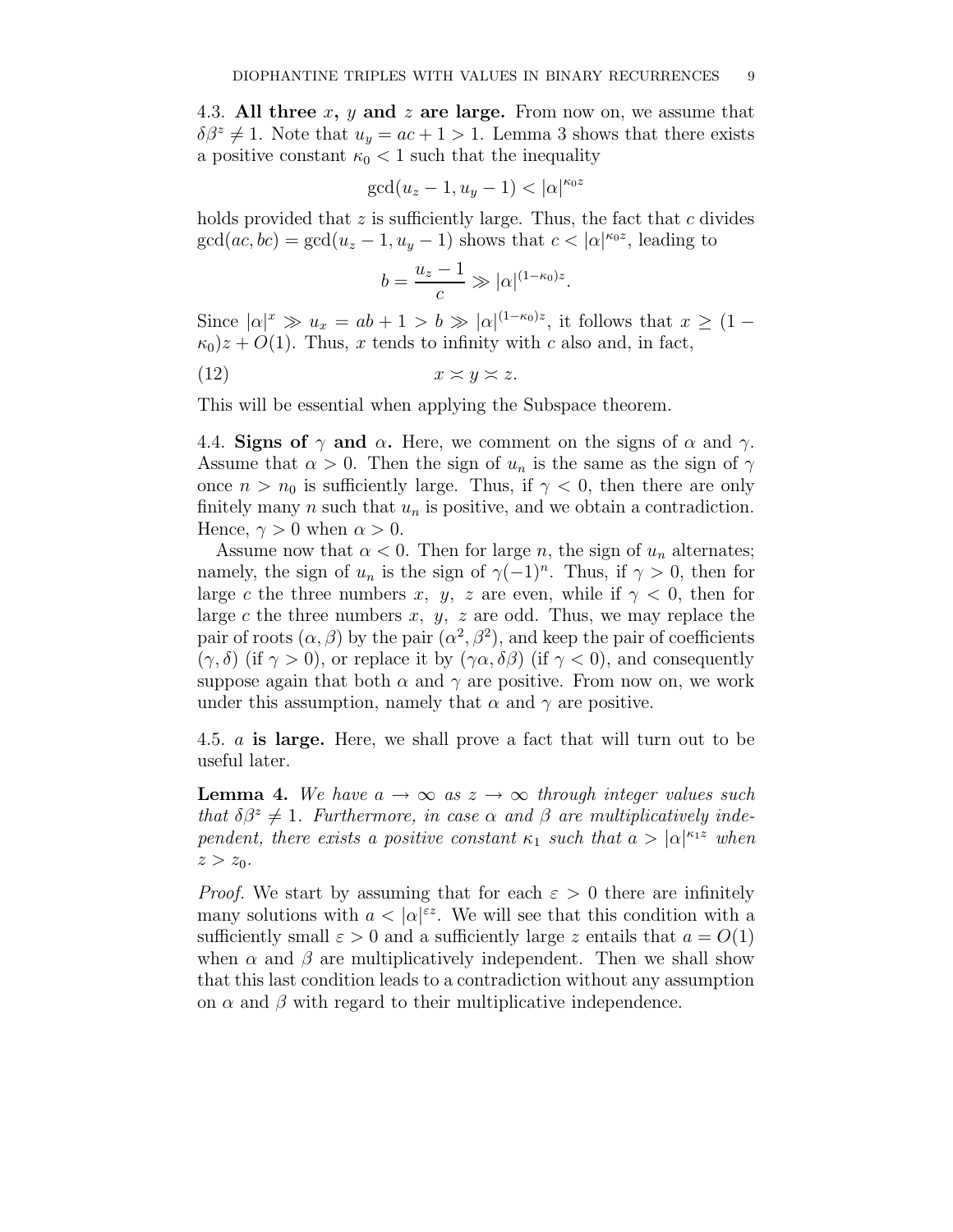### 4.3. All three $x$, $y$ and $z$ are large.

From now on, we assume that $\delta\beta^z \neq 1$. Note that $u_y = ac + 1 > 1$. Lemma 3 shows that there exists a positive constant $\kappa_0 < 1$ such that the inequality

$$\gcd(u_z - 1, u_y - 1) < |\alpha|^{\kappa_0 z}$$

holds provided that $z$ is sufficiently large. Thus, the fact that $c$ divides $\gcd(ac, bc) = \gcd(u_z - 1, u_y - 1)$ shows that $c < |\alpha|^{\kappa_0 z}$, leading to

$$b = \frac{u_z - 1}{c} \gg |\alpha|^{(1-\kappa_0)z}.$$

Since $|\alpha|^x \gg u_x = ab + 1 > b \gg |\alpha|^{(1-\kappa_0)z}$, it follows that $x \geq (1 - \kappa_0)z + O(1)$. Thus, $x$ tends to infinity with $c$ also and, in fact,

$$x \asymp y \asymp z. \tag{12}$$

This will be essential when applying the Subspace theorem.

### 4.4. Signs of $\gamma$ and $\alpha$.

Here, we comment on the signs of $\alpha$ and $\gamma$. Assume that $\alpha > 0$. Then the sign of $u_n$ is the same as the sign of $\gamma$ once $n > n_0$ is sufficiently large. Thus, if $\gamma < 0$, then there are only finitely many $n$ such that $u_n$ is positive, and we obtain a contradiction. Hence, $\gamma > 0$ when $\alpha > 0$.

Assume now that $\alpha < 0$. Then for large $n$, the sign of $u_n$ alternates; namely, the sign of $u_n$ is the sign of $\gamma(-1)^n$. Thus, if $\gamma > 0$, then for large $c$ the three numbers $x$, $y$, $z$ are even, while if $\gamma < 0$, then for large $c$ the three numbers $x$, $y$, $z$ are odd. Thus, we may replace the pair of roots $(\alpha, \beta)$ by the pair $(\alpha^2, \beta^2)$, and keep the pair of coefficients $(\gamma, \delta)$ (if $\gamma > 0$), or replace it by $(\gamma\alpha, \delta\beta)$ (if $\gamma < 0$), and consequently suppose again that both $\alpha$ and $\gamma$ are positive. From now on, we work under this assumption, namely that $\alpha$ and $\gamma$ are positive.

### 4.5. $a$ is large.

Here, we shall prove a fact that will turn out to be useful later.

**Lemma 4.** *We have $a \to \infty$ as $z \to \infty$ through integer values such that $\delta\beta^z \neq 1$. Furthermore, in case $\alpha$ and $\beta$ are multiplicatively independent, there exists a positive constant $\kappa_1$ such that $a > |\alpha|^{\kappa_1 z}$ when $z > z_0$.*

*Proof.* We start by assuming that for each $\varepsilon > 0$ there are infinitely many solutions with $a < |\alpha|^{\varepsilon z}$. We will see that this condition with a sufficiently small $\varepsilon > 0$ and a sufficiently large $z$ entails that $a = O(1)$ when $\alpha$ and $\beta$ are multiplicatively independent. Then we shall show that this last condition leads to a contradiction without any assumption on $\alpha$ and $\beta$ with regard to their multiplicative independence.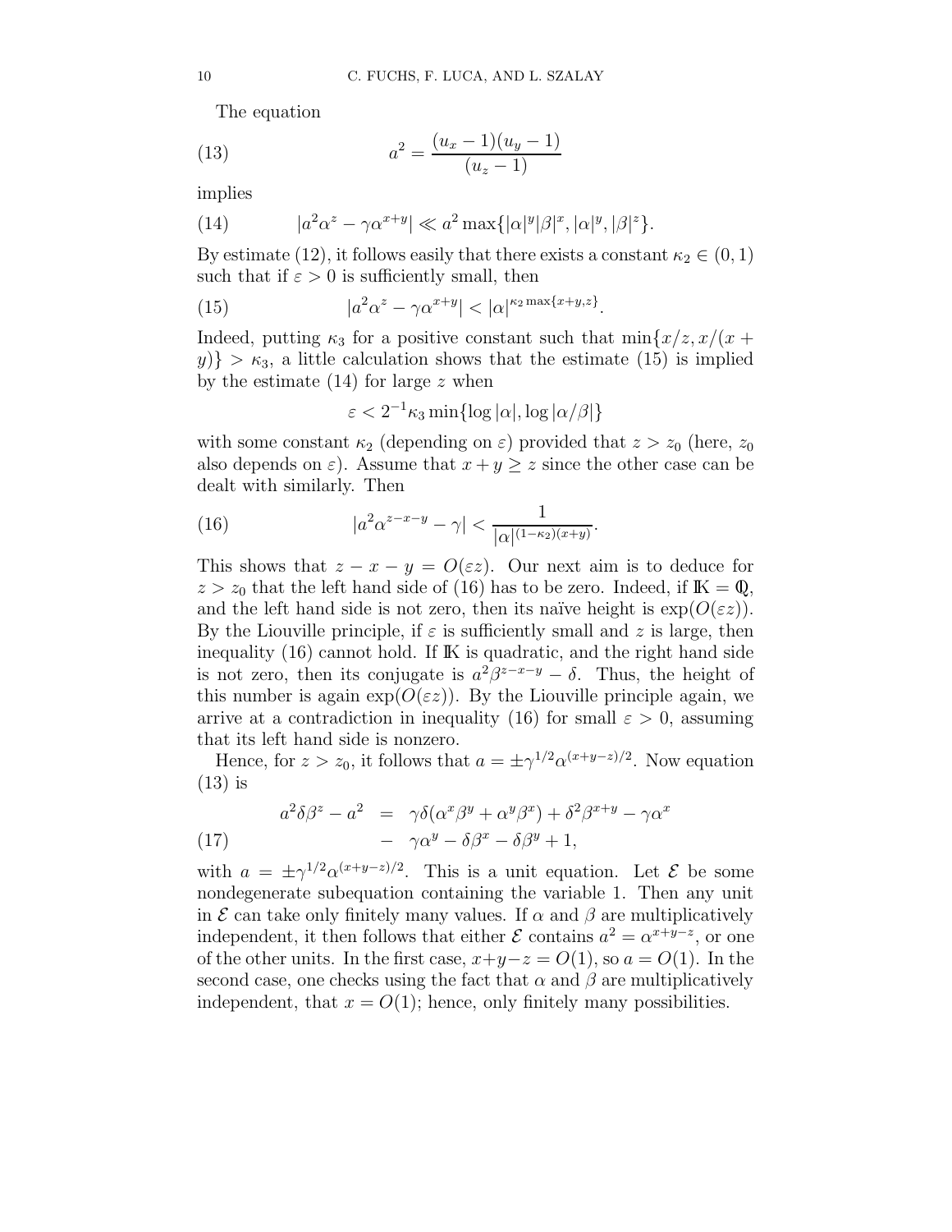The equation

$$
a^2 = \frac{(u_x - 1)(u_y - 1)}{(u_z - 1)} \tag{13}
$$

implies

$$
|a^2\alpha^z - \gamma\alpha^{x+y}| \ll a^2 \max\{|\alpha|^y|\beta|^x, |\alpha|^y, |\beta|^z\}. \tag{14}
$$

By estimate (12), it follows easily that there exists a constant $\kappa_2 \in (0,1)$ such that if $\varepsilon > 0$ is sufficiently small, then

$$
|a^2\alpha^z - \gamma\alpha^{x+y}| < |\alpha|^{\kappa_2 \max\{x+y, z\}}. \tag{15}
$$

Indeed, putting $\kappa_3$ for a positive constant such that $\min\{x/z, x/(x+y)\} > \kappa_3$, a little calculation shows that the estimate (15) is implied by the estimate (14) for large $z$ when

$$
\varepsilon < 2^{-1}\kappa_3 \min\{\log|\alpha|, \log|\alpha/\beta|\}
$$

with some constant $\kappa_2$ (depending on $\varepsilon$) provided that $z > z_0$ (here, $z_0$ also depends on $\varepsilon$). Assume that $x + y \geq z$ since the other case can be dealt with similarly. Then

$$
|a^2\alpha^{z-x-y} - \gamma| < \frac{1}{|\alpha|^{(1-\kappa_2)(x+y)}}. \tag{16}
$$

This shows that $z - x - y = O(\varepsilon z)$. Our next aim is to deduce for $z > z_0$ that the left hand side of (16) has to be zero. Indeed, if $\mathbb{K} = \mathbb{Q}$, and the left hand side is not zero, then its naïve height is $\exp(O(\varepsilon z))$. By the Liouville principle, if $\varepsilon$ is sufficiently small and $z$ is large, then inequality (16) cannot hold. If $\mathbb{K}$ is quadratic, and the right hand side is not zero, then its conjugate is $a^2\beta^{z-x-y} - \delta$. Thus, the height of this number is again $\exp(O(\varepsilon z))$. By the Liouville principle again, we arrive at a contradiction in inequality (16) for small $\varepsilon > 0$, assuming that its left hand side is nonzero.

Hence, for $z > z_0$, it follows that $a = \pm\gamma^{1/2}\alpha^{(x+y-z)/2}$. Now equation (13) is

$$
\begin{aligned}
a^2\delta\beta^z - a^2 &= \gamma\delta(\alpha^x\beta^y + \alpha^y\beta^x) + \delta^2\beta^{x+y} - \gamma\alpha^x \\
&\quad - \gamma\alpha^y - \delta\beta^x - \delta\beta^y + 1,
\end{aligned} \tag{17}
$$

with $a = \pm\gamma^{1/2}\alpha^{(x+y-z)/2}$. This is a unit equation. Let $\mathcal{E}$ be some nondegenerate subequation containing the variable 1. Then any unit in $\mathcal{E}$ can take only finitely many values. If $\alpha$ and $\beta$ are multiplicatively independent, it then follows that either $\mathcal{E}$ contains $a^2 = \alpha^{x+y-z}$, or one of the other units. In the first case, $x+y-z = O(1)$, so $a = O(1)$. In the second case, one checks using the fact that $\alpha$ and $\beta$ are multiplicatively independent, that $x = O(1)$; hence, only finitely many possibilities.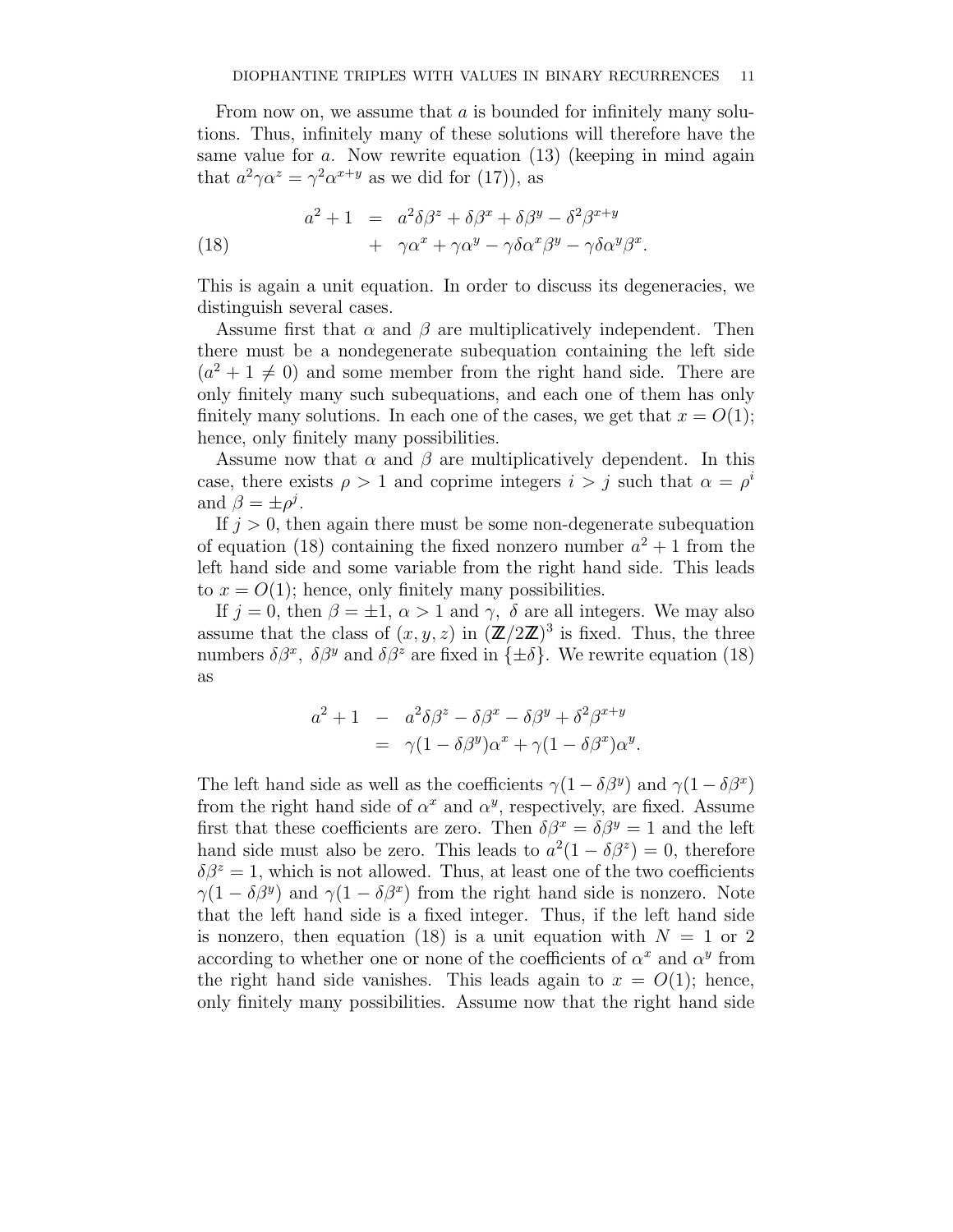From now on, we assume that $a$ is bounded for infinitely many solutions. Thus, infinitely many of these solutions will therefore have the same value for $a$. Now rewrite equation (13) (keeping in mind again that $a^2\gamma\alpha^z = \gamma^2\alpha^{x+y}$ as we did for (17)), as

$$
\begin{aligned}
a^2+1 &= a^2\delta\beta^z + \delta\beta^x + \delta\beta^y - \delta^2\beta^{x+y} \\
&\quad + \gamma\alpha^x + \gamma\alpha^y - \gamma\delta\alpha^x\beta^y - \gamma\delta\alpha^y\beta^x.
\end{aligned}
\tag{18}
$$

This is again a unit equation. In order to discuss its degeneracies, we distinguish several cases.

Assume first that $\alpha$ and $\beta$ are multiplicatively independent. Then there must be a nondegenerate subequation containing the left side ($a^2+1 \neq 0$) and some member from the right hand side. There are only finitely many such subequations, and each one of them has only finitely many solutions. In each one of the cases, we get that $x = O(1)$; hence, only finitely many possibilities.

Assume now that $\alpha$ and $\beta$ are multiplicatively dependent. In this case, there exists $\rho > 1$ and coprime integers $i > j$ such that $\alpha = \rho^i$ and $\beta = \pm\rho^j$.

If $j > 0$, then again there must be some non-degenerate subequation of equation (18) containing the fixed nonzero number $a^2+1$ from the left hand side and some variable from the right hand side. This leads to $x = O(1)$; hence, only finitely many possibilities.

If $j = 0$, then $\beta = \pm 1$, $\alpha > 1$ and $\gamma$, $\delta$ are all integers. We may also assume that the class of $(x, y, z)$ in $(\mathbb{Z}/2\mathbb{Z})^3$ is fixed. Thus, the three numbers $\delta\beta^x$, $\delta\beta^y$ and $\delta\beta^z$ are fixed in $\{\pm\delta\}$. We rewrite equation (18) as

$$
\begin{aligned}
a^2+1 &- a^2\delta\beta^z - \delta\beta^x - \delta\beta^y + \delta^2\beta^{x+y} \\
&= \gamma(1-\delta\beta^y)\alpha^x + \gamma(1-\delta\beta^x)\alpha^y.
\end{aligned}
$$

The left hand side as well as the coefficients $\gamma(1-\delta\beta^y)$ and $\gamma(1-\delta\beta^x)$ from the right hand side of $\alpha^x$ and $\alpha^y$, respectively, are fixed. Assume first that these coefficients are zero. Then $\delta\beta^x = \delta\beta^y = 1$ and the left hand side must also be zero. This leads to $a^2(1-\delta\beta^z) = 0$, therefore $\delta\beta^z = 1$, which is not allowed. Thus, at least one of the two coefficients $\gamma(1-\delta\beta^y)$ and $\gamma(1-\delta\beta^x)$ from the right hand side is nonzero. Note that the left hand side is a fixed integer. Thus, if the left hand side is nonzero, then equation (18) is a unit equation with $N = 1$ or $2$ according to whether one or none of the coefficients of $\alpha^x$ and $\alpha^y$ from the right hand side vanishes. This leads again to $x = O(1)$; hence, only finitely many possibilities. Assume now that the right hand side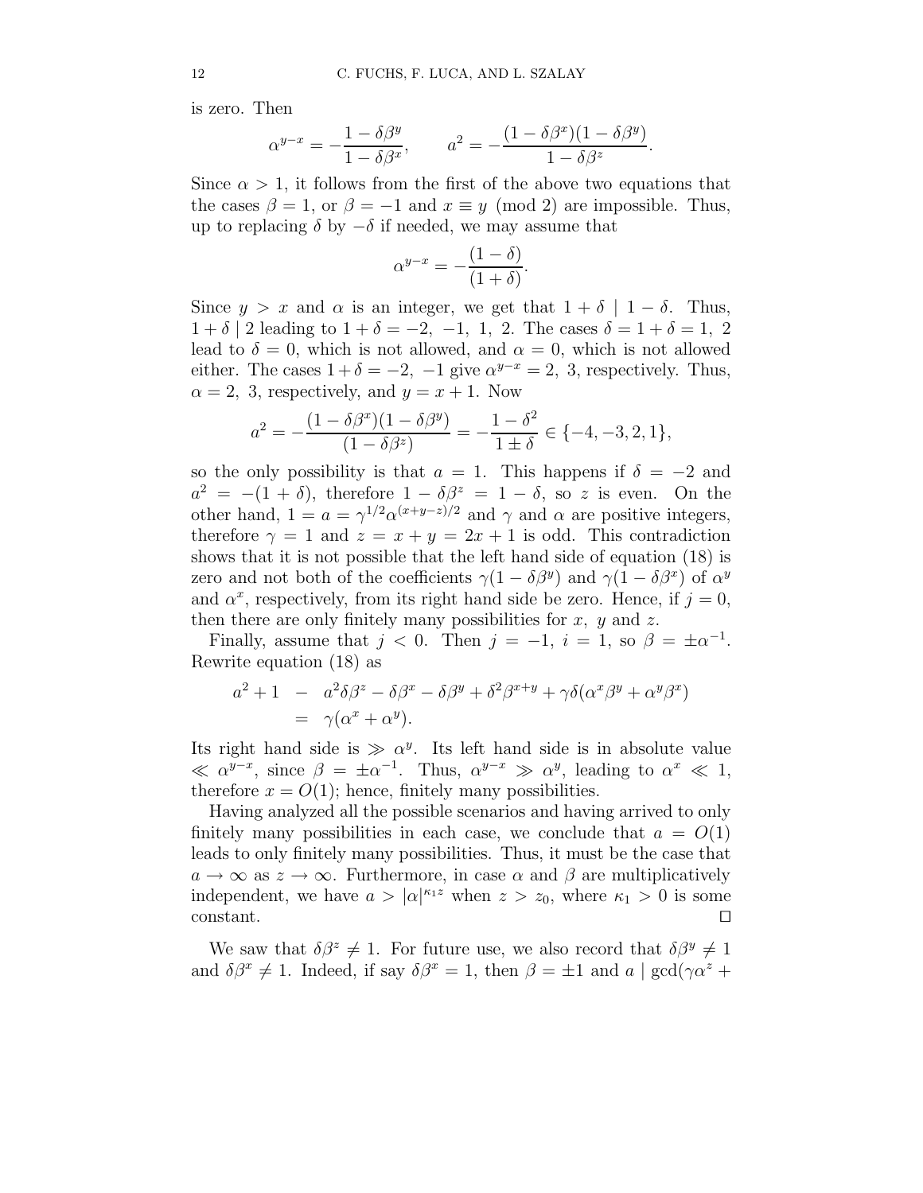is zero. Then

$$\alpha^{y-x} = -\frac{1-\delta\beta^y}{1-\delta\beta^x}, \qquad a^2 = -\frac{(1-\delta\beta^x)(1-\delta\beta^y)}{1-\delta\beta^z}.$$

Since $\alpha > 1$, it follows from the first of the above two equations that the cases $\beta = 1$, or $\beta = -1$ and $x \equiv y \pmod 2$ are impossible. Thus, up to replacing $\delta$ by $-\delta$ if needed, we may assume that

$$\alpha^{y-x} = -\frac{(1-\delta)}{(1+\delta)}.$$

Since $y > x$ and $\alpha$ is an integer, we get that $1+\delta \mid 1-\delta$. Thus, $1+\delta \mid 2$ leading to $1+\delta = -2,\ -1,\ 1,\ 2$. The cases $\delta = 1+\delta = 1,\ 2$ lead to $\delta = 0$, which is not allowed, and $\alpha = 0$, which is not allowed either. The cases $1+\delta = -2,\ -1$ give $\alpha^{y-x} = 2,\ 3$, respectively. Thus, $\alpha = 2,\ 3$, respectively, and $y = x+1$. Now

$$a^2 = -\frac{(1-\delta\beta^x)(1-\delta\beta^y)}{(1-\delta\beta^z)} = -\frac{1-\delta^2}{1\pm\delta} \in \{-4,-3,2,1\},$$

so the only possibility is that $a = 1$. This happens if $\delta = -2$ and $a^2 = -(1+\delta)$, therefore $1-\delta\beta^z = 1-\delta$, so $z$ is even. On the other hand, $1 = a = \gamma^{1/2}\alpha^{(x+y-z)/2}$ and $\gamma$ and $\alpha$ are positive integers, therefore $\gamma = 1$ and $z = x+y = 2x+1$ is odd. This contradiction shows that it is not possible that the left hand side of equation (18) is zero and not both of the coefficients $\gamma(1-\delta\beta^y)$ and $\gamma(1-\delta\beta^x)$ of $\alpha^y$ and $\alpha^x$, respectively, from its right hand side be zero. Hence, if $j = 0$, then there are only finitely many possibilities for $x,\ y$ and $z$.

Finally, assume that $j < 0$. Then $j = -1,\ i = 1$, so $\beta = \pm\alpha^{-1}$. Rewrite equation (18) as

$$\begin{aligned} a^2+1 \ &- \ a^2\delta\beta^z - \delta\beta^x - \delta\beta^y + \delta^2\beta^{x+y} + \gamma\delta(\alpha^x\beta^y + \alpha^y\beta^x) \\ &= \ \gamma(\alpha^x+\alpha^y). \end{aligned}$$

Its right hand side is $\gg \alpha^y$. Its left hand side is in absolute value $\ll \alpha^{y-x}$, since $\beta = \pm\alpha^{-1}$. Thus, $\alpha^{y-x} \gg \alpha^y$, leading to $\alpha^x \ll 1$, therefore $x = O(1)$; hence, finitely many possibilities.

Having analyzed all the possible scenarios and having arrived to only finitely many possibilities in each case, we conclude that $a = O(1)$ leads to only finitely many possibilities. Thus, it must be the case that $a \to \infty$ as $z \to \infty$. Furthermore, in case $\alpha$ and $\beta$ are multiplicatively independent, we have $a > |\alpha|^{\kappa_1 z}$ when $z > z_0$, where $\kappa_1 > 0$ is some constant. □

We saw that $\delta\beta^z \neq 1$. For future use, we also record that $\delta\beta^y \neq 1$ and $\delta\beta^x \neq 1$. Indeed, if say $\delta\beta^x = 1$, then $\beta = \pm 1$ and $a \mid \gcd(\gamma\alpha^z +$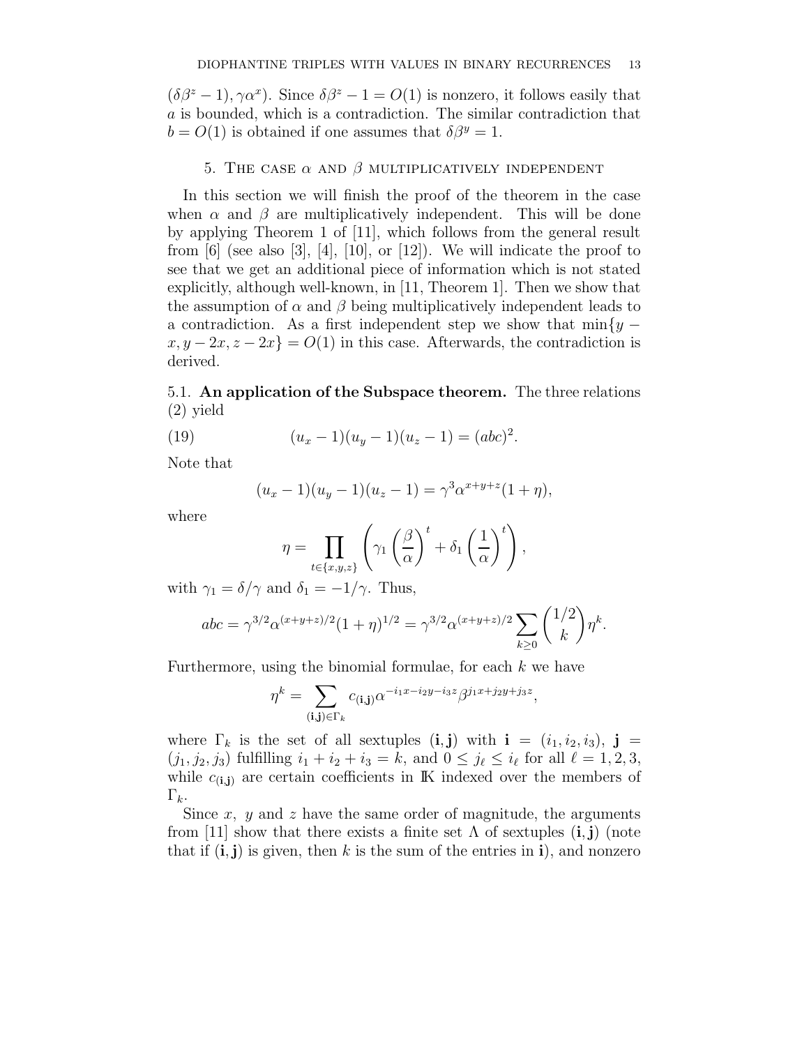$(\delta\beta^z - 1), \gamma\alpha^x)$. Since $\delta\beta^z - 1 = O(1)$ is nonzero, it follows easily that $a$ is bounded, which is a contradiction. The similar contradiction that $b = O(1)$ is obtained if one assumes that $\delta\beta^y = 1$.

## 5. The case $\alpha$ and $\beta$ multiplicatively independent

In this section we will finish the proof of the theorem in the case when $\alpha$ and $\beta$ are multiplicatively independent. This will be done by applying Theorem 1 of [11], which follows from the general result from [6] (see also [3], [4], [10], or [12]). We will indicate the proof to see that we get an additional piece of information which is not stated explicitly, although well-known, in [11, Theorem 1]. Then we show that the assumption of $\alpha$ and $\beta$ being multiplicatively independent leads to a contradiction. As a first independent step we show that $\min\{y - x, y - 2x, z - 2x\} = O(1)$ in this case. Afterwards, the contradiction is derived.

5.1. **An application of the Subspace theorem.** The three relations (2) yield

$$(u_x - 1)(u_y - 1)(u_z - 1) = (abc)^2. \tag{19}$$

Note that

$$(u_x - 1)(u_y - 1)(u_z - 1) = \gamma^3 \alpha^{x+y+z}(1 + \eta),$$

where

$$\eta = \prod_{t \in \{x,y,z\}} \left( \gamma_1 \left( \frac{\beta}{\alpha} \right)^t + \delta_1 \left( \frac{1}{\alpha} \right)^t \right),$$

with $\gamma_1 = \delta/\gamma$ and $\delta_1 = -1/\gamma$. Thus,

$$abc = \gamma^{3/2} \alpha^{(x+y+z)/2} (1 + \eta)^{1/2} = \gamma^{3/2} \alpha^{(x+y+z)/2} \sum_{k \geq 0} \binom{1/2}{k} \eta^k.$$

Furthermore, using the binomial formulae, for each $k$ we have

$$\eta^k = \sum_{(\mathbf{i},\mathbf{j}) \in \Gamma_k} c_{(\mathbf{i},\mathbf{j})} \alpha^{-i_1 x - i_2 y - i_3 z} \beta^{j_1 x + j_2 y + j_3 z},$$

where $\Gamma_k$ is the set of all sextuples $(\mathbf{i}, \mathbf{j})$ with $\mathbf{i} = (i_1, i_2, i_3)$, $\mathbf{j} = (j_1, j_2, j_3)$ fulfilling $i_1 + i_2 + i_3 = k$, and $0 \leq j_\ell \leq i_\ell$ for all $\ell = 1, 2, 3$, while $c_{(\mathbf{i},\mathbf{j})}$ are certain coefficients in $\mathbb{K}$ indexed over the members of $\Gamma_k$.

Since $x$, $y$ and $z$ have the same order of magnitude, the arguments from [11] show that there exists a finite set $\Lambda$ of sextuples $(\mathbf{i}, \mathbf{j})$ (note that if $(\mathbf{i}, \mathbf{j})$ is given, then $k$ is the sum of the entries in $\mathbf{i}$), and nonzero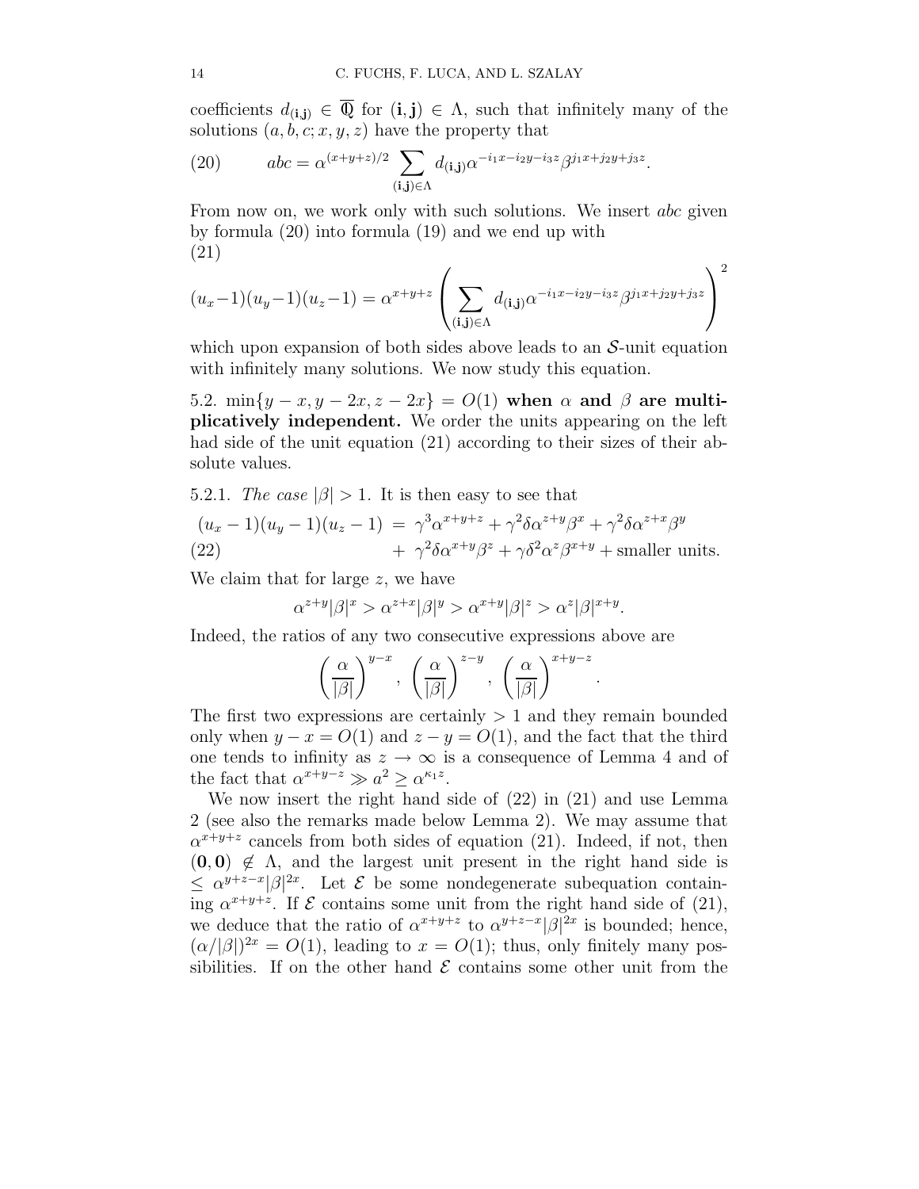coefficients $d_{(\mathbf{i},\mathbf{j})} \in \overline{\mathbb{Q}}$ for $(\mathbf{i},\mathbf{j}) \in \Lambda$, such that infinitely many of the solutions $(a,b,c;x,y,z)$ have the property that

$$abc = \alpha^{(x+y+z)/2} \sum_{(\mathbf{i},\mathbf{j})\in\Lambda} d_{(\mathbf{i},\mathbf{j})} \alpha^{-i_1x-i_2y-i_3z} \beta^{j_1x+j_2y+j_3z}. \tag{20}$$

From now on, we work only with such solutions. We insert $abc$ given by formula (20) into formula (19) and we end up with

$$(u_x-1)(u_y-1)(u_z-1) = \alpha^{x+y+z} \left( \sum_{(\mathbf{i},\mathbf{j})\in\Lambda} d_{(\mathbf{i},\mathbf{j})} \alpha^{-i_1x-i_2y-i_3z} \beta^{j_1x+j_2y+j_3z} \right)^2 \tag{21}$$

which upon expansion of both sides above leads to an $\mathcal{S}$-unit equation with infinitely many solutions. We now study this equation.

5.2. $\min\{y-x, y-2x, z-2x\} = O(1)$ **when** $\alpha$ **and** $\beta$ **are multiplicatively independent.** We order the units appearing on the left had side of the unit equation (21) according to their sizes of their absolute values.

5.2.1. *The case* $|\beta| > 1$. It is then easy to see that

$$\begin{aligned} (u_x-1)(u_y-1)(u_z-1) \;=\; & \gamma^3\alpha^{x+y+z} + \gamma^2\delta\alpha^{z+y}\beta^x + \gamma^2\delta\alpha^{z+x}\beta^y \\ & +\; \gamma^2\delta\alpha^{x+y}\beta^z + \gamma\delta^2\alpha^z\beta^{x+y} + \text{smaller units.} \end{aligned} \tag{22}$$

We claim that for large $z$, we have

$$\alpha^{z+y}|\beta|^x > \alpha^{z+x}|\beta|^y > \alpha^{x+y}|\beta|^z > \alpha^z|\beta|^{x+y}.$$

Indeed, the ratios of any two consecutive expressions above are

$$\left(\frac{\alpha}{|\beta|}\right)^{y-x}, \; \left(\frac{\alpha}{|\beta|}\right)^{z-y}, \; \left(\frac{\alpha}{|\beta|}\right)^{x+y-z}.$$

The first two expressions are certainly $> 1$ and they remain bounded only when $y-x = O(1)$ and $z-y = O(1)$, and the fact that the third one tends to infinity as $z \to \infty$ is a consequence of Lemma 4 and of the fact that $\alpha^{x+y-z} \gg a^2 \ge \alpha^{\kappa_1 z}$.

We now insert the right hand side of (22) in (21) and use Lemma 2 (see also the remarks made below Lemma 2). We may assume that $\alpha^{x+y+z}$ cancels from both sides of equation (21). Indeed, if not, then $(\mathbf{0},\mathbf{0}) \notin \Lambda$, and the largest unit present in the right hand side is $\le \alpha^{y+z-x}|\beta|^{2x}$. Let $\mathcal{E}$ be some nondegenerate subequation containing $\alpha^{x+y+z}$. If $\mathcal{E}$ contains some unit from the right hand side of (21), we deduce that the ratio of $\alpha^{x+y+z}$ to $\alpha^{y+z-x}|\beta|^{2x}$ is bounded; hence, $(\alpha/|\beta|)^{2x} = O(1)$, leading to $x = O(1)$; thus, only finitely many possibilities. If on the other hand $\mathcal{E}$ contains some other unit from the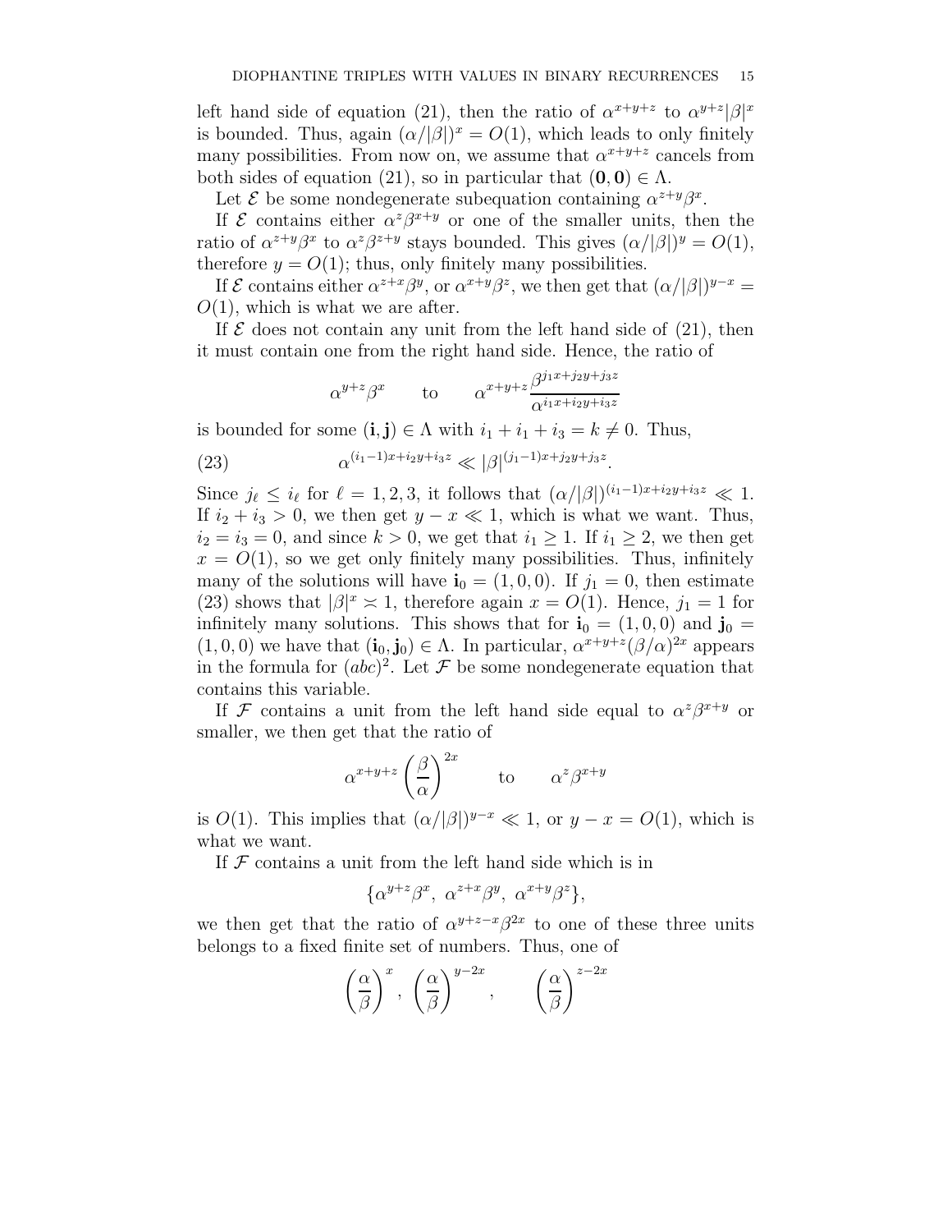left hand side of equation (21), then the ratio of $\alpha^{x+y+z}$ to $\alpha^{y+z}|\beta|^x$ is bounded. Thus, again $(\alpha/|\beta|)^x = O(1)$, which leads to only finitely many possibilities. From now on, we assume that $\alpha^{x+y+z}$ cancels from both sides of equation (21), so in particular that $(\mathbf{0},\mathbf{0}) \in \Lambda$.

Let $\mathcal{E}$ be some nondegenerate subequation containing $\alpha^{z+y}\beta^x$.

If $\mathcal{E}$ contains either $\alpha^z\beta^{x+y}$ or one of the smaller units, then the ratio of $\alpha^{z+y}\beta^x$ to $\alpha^z\beta^{z+y}$ stays bounded. This gives $(\alpha/|\beta|)^y = O(1)$, therefore $y = O(1)$; thus, only finitely many possibilities.

If $\mathcal{E}$ contains either $\alpha^{z+x}\beta^y$, or $\alpha^{x+y}\beta^z$, we then get that $(\alpha/|\beta|)^{y-x} = O(1)$, which is what we are after.

If $\mathcal{E}$ does not contain any unit from the left hand side of (21), then it must contain one from the right hand side. Hence, the ratio of

$$\alpha^{y+z}\beta^x \qquad \text{to} \qquad \alpha^{x+y+z}\frac{\beta^{j_1x+j_2y+j_3z}}{\alpha^{i_1x+i_2y+i_3z}}$$

is bounded for some $(\mathbf{i},\mathbf{j}) \in \Lambda$ with $i_1+i_1+i_3 = k \neq 0$. Thus,

$$\alpha^{(i_1-1)x+i_2y+i_3z} \ll |\beta|^{(j_1-1)x+j_2y+j_3z}. \tag{23}$$

Since $j_\ell \le i_\ell$ for $\ell = 1,2,3$, it follows that $(\alpha/|\beta|)^{(i_1-1)x+i_2y+i_3z} \ll 1$. If $i_2+i_3 > 0$, we then get $y-x \ll 1$, which is what we want. Thus, $i_2 = i_3 = 0$, and since $k > 0$, we get that $i_1 \ge 1$. If $i_1 \ge 2$, we then get $x = O(1)$, so we get only finitely many possibilities. Thus, infinitely many of the solutions will have $\mathbf{i}_0 = (1,0,0)$. If $j_1 = 0$, then estimate (23) shows that $|\beta|^x \asymp 1$, therefore again $x = O(1)$. Hence, $j_1 = 1$ for infinitely many solutions. This shows that for $\mathbf{i}_0 = (1,0,0)$ and $\mathbf{j}_0 = (1,0,0)$ we have that $(\mathbf{i}_0,\mathbf{j}_0) \in \Lambda$. In particular, $\alpha^{x+y+z}(\beta/\alpha)^{2x}$ appears in the formula for $(abc)^2$. Let $\mathcal{F}$ be some nondegenerate equation that contains this variable.

If $\mathcal{F}$ contains a unit from the left hand side equal to $\alpha^z\beta^{x+y}$ or smaller, we then get that the ratio of

$$\alpha^{x+y+z}\left(\frac{\beta}{\alpha}\right)^{2x} \qquad \text{to} \qquad \alpha^z\beta^{x+y}$$

is $O(1)$. This implies that $(\alpha/|\beta|)^{y-x} \ll 1$, or $y-x = O(1)$, which is what we want.

If $\mathcal{F}$ contains a unit from the left hand side which is in

$$\{\alpha^{y+z}\beta^x,\ \alpha^{z+x}\beta^y,\ \alpha^{x+y}\beta^z\},$$

we then get that the ratio of $\alpha^{y+z-x}\beta^{2x}$ to one of these three units belongs to a fixed finite set of numbers. Thus, one of

$$\left(\frac{\alpha}{\beta}\right)^x,\ \left(\frac{\alpha}{\beta}\right)^{y-2x}, \qquad \left(\frac{\alpha}{\beta}\right)^{z-2x}$$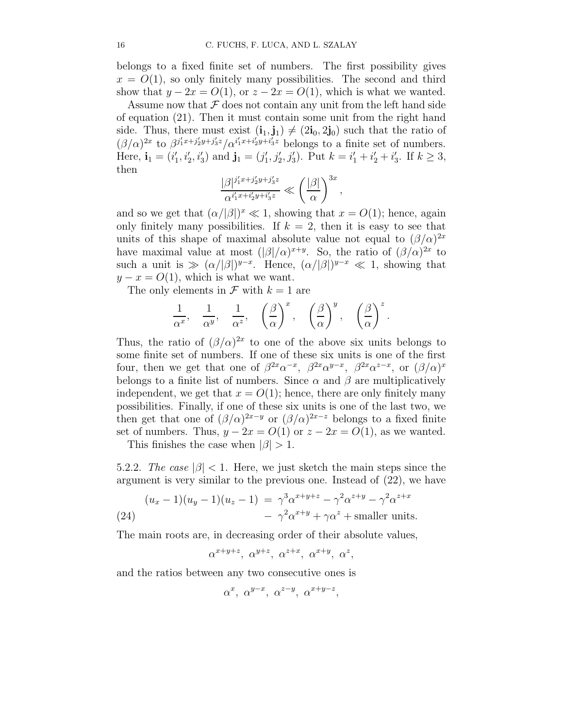belongs to a fixed finite set of numbers. The first possibility gives $x = O(1)$, so only finitely many possibilities. The second and third show that $y - 2x = O(1)$, or $z - 2x = O(1)$, which is what we wanted.

Assume now that $\mathcal{F}$ does not contain any unit from the left hand side of equation (21). Then it must contain some unit from the right hand side. Thus, there must exist $(\mathbf{i}_1, \mathbf{j}_1) \neq (2\mathbf{i}_0, 2\mathbf{j}_0)$ such that the ratio of $(\beta/\alpha)^{2x}$ to $\beta^{j_1'x+j_2'y+j_3'z}/\alpha^{i_1'x+i_2'y+i_3'z}$ belongs to a finite set of numbers. Here, $\mathbf{i}_1 = (i_1', i_2', i_3')$ and $\mathbf{j}_1 = (j_1', j_2', j_3')$. Put $k = i_1' + i_2' + i_3'$. If $k \geq 3$, then

$$\frac{|\beta|^{j_1'x+j_2'y+j_3'z}}{\alpha^{i_1'x+i_2'y+i_3'z}} \ll \left(\frac{|\beta|}{\alpha}\right)^{3x},$$

and so we get that $(\alpha/|\beta|)^x \ll 1$, showing that $x = O(1)$; hence, again only finitely many possibilities. If $k = 2$, then it is easy to see that units of this shape of maximal absolute value not equal to $(\beta/\alpha)^{2x}$ have maximal value at most $(|\beta|/\alpha)^{x+y}$. So, the ratio of $(\beta/\alpha)^{2x}$ to such a unit is $\gg (\alpha/|\beta|)^{y-x}$. Hence, $(\alpha/|\beta|)^{y-x} \ll 1$, showing that $y - x = O(1)$, which is what we want.

The only elements in $\mathcal{F}$ with $k = 1$ are

$$\frac{1}{\alpha^x}, \quad \frac{1}{\alpha^y}, \quad \frac{1}{\alpha^z}, \quad \left(\frac{\beta}{\alpha}\right)^x, \quad \left(\frac{\beta}{\alpha}\right)^y, \quad \left(\frac{\beta}{\alpha}\right)^z.$$

Thus, the ratio of $(\beta/\alpha)^{2x}$ to one of the above six units belongs to some finite set of numbers. If one of these six units is one of the first four, then we get that one of $\beta^{2x}\alpha^{-x}$, $\beta^{2x}\alpha^{y-x}$, $\beta^{2x}\alpha^{z-x}$, or $(\beta/\alpha)^x$ belongs to a finite list of numbers. Since $\alpha$ and $\beta$ are multiplicatively independent, we get that $x = O(1)$; hence, there are only finitely many possibilities. Finally, if one of these six units is one of the last two, we then get that one of $(\beta/\alpha)^{2x-y}$ or $(\beta/\alpha)^{2x-z}$ belongs to a fixed finite set of numbers. Thus, $y - 2x = O(1)$ or $z - 2x = O(1)$, as we wanted.

This finishes the case when $|\beta| > 1$.

5.2.2. *The case* $|\beta| < 1$. Here, we just sketch the main steps since the argument is very similar to the previous one. Instead of (22), we have

$$(24) \qquad \begin{aligned}(u_x - 1)(u_y - 1)(u_z - 1) \; &= \; \gamma^3\alpha^{x+y+z} - \gamma^2\alpha^{z+y} - \gamma^2\alpha^{z+x} \\ &- \; \gamma^2\alpha^{x+y} + \gamma\alpha^z + \text{smaller units.}\end{aligned}$$

The main roots are, in decreasing order of their absolute values,

$$\alpha^{x+y+z}, \; \alpha^{y+z}, \; \alpha^{z+x}, \; \alpha^{x+y}, \; \alpha^z,$$

and the ratios between any two consecutive ones is

$$\alpha^x, \; \alpha^{y-x}, \; \alpha^{z-y}, \; \alpha^{x+y-z},$$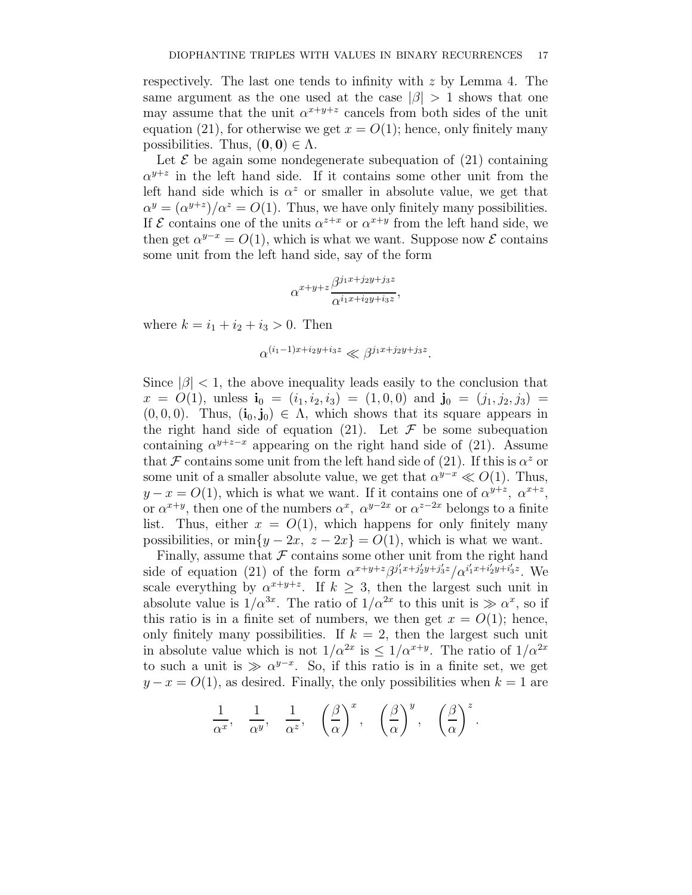respectively. The last one tends to infinity with $z$ by Lemma 4. The same argument as the one used at the case $|\beta| > 1$ shows that one may assume that the unit $\alpha^{x+y+z}$ cancels from both sides of the unit equation (21), for otherwise we get $x = O(1)$; hence, only finitely many possibilities. Thus, $(\mathbf{0}, \mathbf{0}) \in \Lambda$.

Let $\mathcal{E}$ be again some nondegenerate subequation of (21) containing $\alpha^{y+z}$ in the left hand side. If it contains some other unit from the left hand side which is $\alpha^z$ or smaller in absolute value, we get that $\alpha^y = (\alpha^{y+z})/\alpha^z = O(1)$. Thus, we have only finitely many possibilities. If $\mathcal{E}$ contains one of the units $\alpha^{z+x}$ or $\alpha^{x+y}$ from the left hand side, we then get $\alpha^{y-x} = O(1)$, which is what we want. Suppose now $\mathcal{E}$ contains some unit from the left hand side, say of the form

$$\alpha^{x+y+z} \frac{\beta^{j_1 x + j_2 y + j_3 z}}{\alpha^{i_1 x + i_2 y + i_3 z}},$$

where $k = i_1 + i_2 + i_3 > 0$. Then

$$\alpha^{(i_1 - 1)x + i_2 y + i_3 z} \ll \beta^{j_1 x + j_2 y + j_3 z}.$$

Since $|\beta| < 1$, the above inequality leads easily to the conclusion that $x = O(1)$, unless $\mathbf{i}_0 = (i_1, i_2, i_3) = (1, 0, 0)$ and $\mathbf{j}_0 = (j_1, j_2, j_3) = (0, 0, 0)$. Thus, $(\mathbf{i}_0, \mathbf{j}_0) \in \Lambda$, which shows that its square appears in the right hand side of equation (21). Let $\mathcal{F}$ be some subequation containing $\alpha^{y+z-x}$ appearing on the right hand side of (21). Assume that $\mathcal{F}$ contains some unit from the left hand side of (21). If this is $\alpha^z$ or some unit of a smaller absolute value, we get that $\alpha^{y-x} \ll O(1)$. Thus, $y - x = O(1)$, which is what we want. If it contains one of $\alpha^{y+z}$, $\alpha^{x+z}$, or $\alpha^{x+y}$, then one of the numbers $\alpha^x$, $\alpha^{y-2x}$ or $\alpha^{z-2x}$ belongs to a finite list. Thus, either $x = O(1)$, which happens for only finitely many possibilities, or $\min\{y - 2x,\ z - 2x\} = O(1)$, which is what we want.

Finally, assume that $\mathcal{F}$ contains some other unit from the right hand side of equation (21) of the form $\alpha^{x+y+z}\beta^{j_1' x + j_2' y + j_3' z}/\alpha^{i_1' x + i_2' y + i_3' z}$. We scale everything by $\alpha^{x+y+z}$. If $k \geq 3$, then the largest such unit in absolute value is $1/\alpha^{3x}$. The ratio of $1/\alpha^{2x}$ to this unit is $\gg \alpha^x$, so if this ratio is in a finite set of numbers, we then get $x = O(1)$; hence, only finitely many possibilities. If $k = 2$, then the largest such unit in absolute value which is not $1/\alpha^{2x}$ is $\leq 1/\alpha^{x+y}$. The ratio of $1/\alpha^{2x}$ to such a unit is $\gg \alpha^{y-x}$. So, if this ratio is in a finite set, we get $y - x = O(1)$, as desired. Finally, the only possibilities when $k = 1$ are

$$\frac{1}{\alpha^x}, \quad \frac{1}{\alpha^y}, \quad \frac{1}{\alpha^z}, \quad \left(\frac{\beta}{\alpha}\right)^x, \quad \left(\frac{\beta}{\alpha}\right)^y, \quad \left(\frac{\beta}{\alpha}\right)^z.$$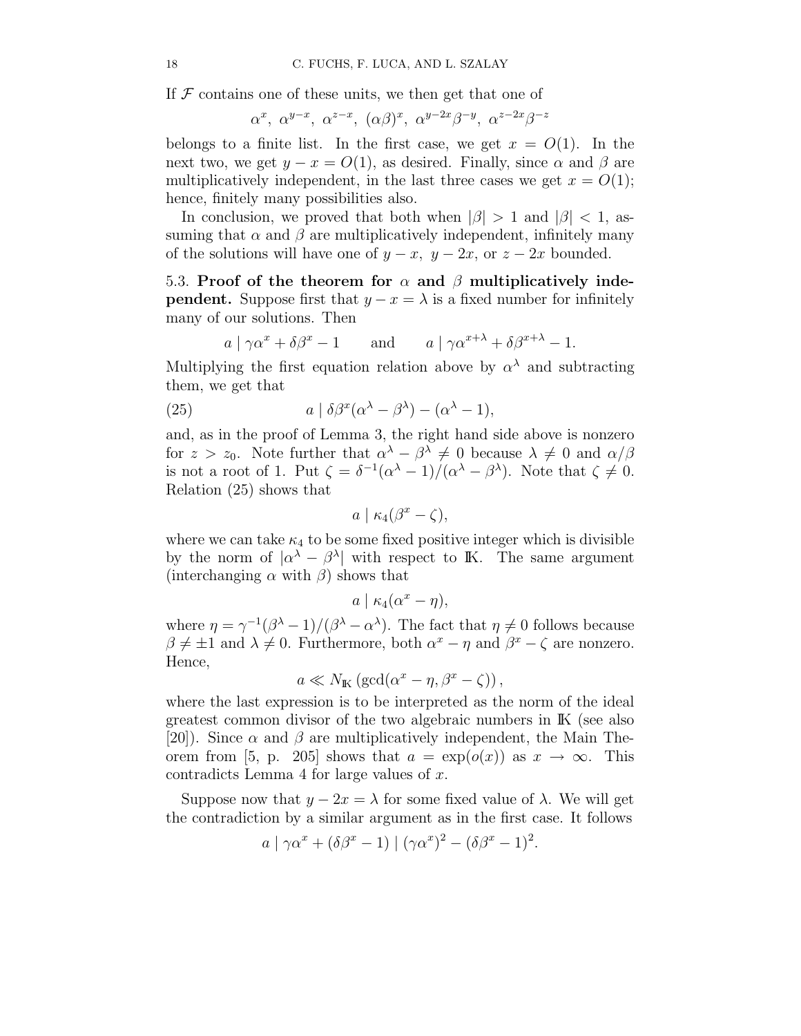If $\mathcal{F}$ contains one of these units, we then get that one of

$$\alpha^x,\ \alpha^{y-x},\ \alpha^{z-x},\ (\alpha\beta)^x,\ \alpha^{y-2x}\beta^{-y},\ \alpha^{z-2x}\beta^{-z}$$

belongs to a finite list. In the first case, we get $x = O(1)$. In the next two, we get $y - x = O(1)$, as desired. Finally, since $\alpha$ and $\beta$ are multiplicatively independent, in the last three cases we get $x = O(1)$; hence, finitely many possibilities also.

In conclusion, we proved that both when $|\beta| > 1$ and $|\beta| < 1$, assuming that $\alpha$ and $\beta$ are multiplicatively independent, infinitely many of the solutions will have one of $y - x$, $y - 2x$, or $z - 2x$ bounded.

5.3. **Proof of the theorem for $\alpha$ and $\beta$ multiplicatively independent.** Suppose first that $y - x = \lambda$ is a fixed number for infinitely many of our solutions. Then

$$a \mid \gamma\alpha^x + \delta\beta^x - 1 \qquad \text{and} \qquad a \mid \gamma\alpha^{x+\lambda} + \delta\beta^{x+\lambda} - 1.$$

Multiplying the first equation relation above by $\alpha^\lambda$ and subtracting them, we get that

$$a \mid \delta\beta^x(\alpha^\lambda - \beta^\lambda) - (\alpha^\lambda - 1), \tag{25}$$

and, as in the proof of Lemma 3, the right hand side above is nonzero for $z > z_0$. Note further that $\alpha^\lambda - \beta^\lambda \neq 0$ because $\lambda \neq 0$ and $\alpha/\beta$ is not a root of 1. Put $\zeta = \delta^{-1}(\alpha^\lambda - 1)/(\alpha^\lambda - \beta^\lambda)$. Note that $\zeta \neq 0$. Relation (25) shows that

$$a \mid \kappa_4(\beta^x - \zeta),$$

where we can take $\kappa_4$ to be some fixed positive integer which is divisible by the norm of $|\alpha^\lambda - \beta^\lambda|$ with respect to $\mathbb{K}$. The same argument (interchanging $\alpha$ with $\beta$) shows that

$$a \mid \kappa_4(\alpha^x - \eta),$$

where $\eta = \gamma^{-1}(\beta^\lambda - 1)/(\beta^\lambda - \alpha^\lambda)$. The fact that $\eta \neq 0$ follows because $\beta \neq \pm 1$ and $\lambda \neq 0$. Furthermore, both $\alpha^x - \eta$ and $\beta^x - \zeta$ are nonzero. Hence,

$$a \ll N_{\mathbb{K}}\left(\gcd(\alpha^x - \eta, \beta^x - \zeta)\right),$$

where the last expression is to be interpreted as the norm of the ideal greatest common divisor of the two algebraic numbers in $\mathbb{K}$ (see also [20]). Since $\alpha$ and $\beta$ are multiplicatively independent, the Main Theorem from [5, p. 205] shows that $a = \exp(o(x))$ as $x \to \infty$. This contradicts Lemma 4 for large values of $x$.

Suppose now that $y - 2x = \lambda$ for some fixed value of $\lambda$. We will get the contradiction by a similar argument as in the first case. It follows

$$a \mid \gamma\alpha^x + (\delta\beta^x - 1) \mid (\gamma\alpha^x)^2 - (\delta\beta^x - 1)^2.$$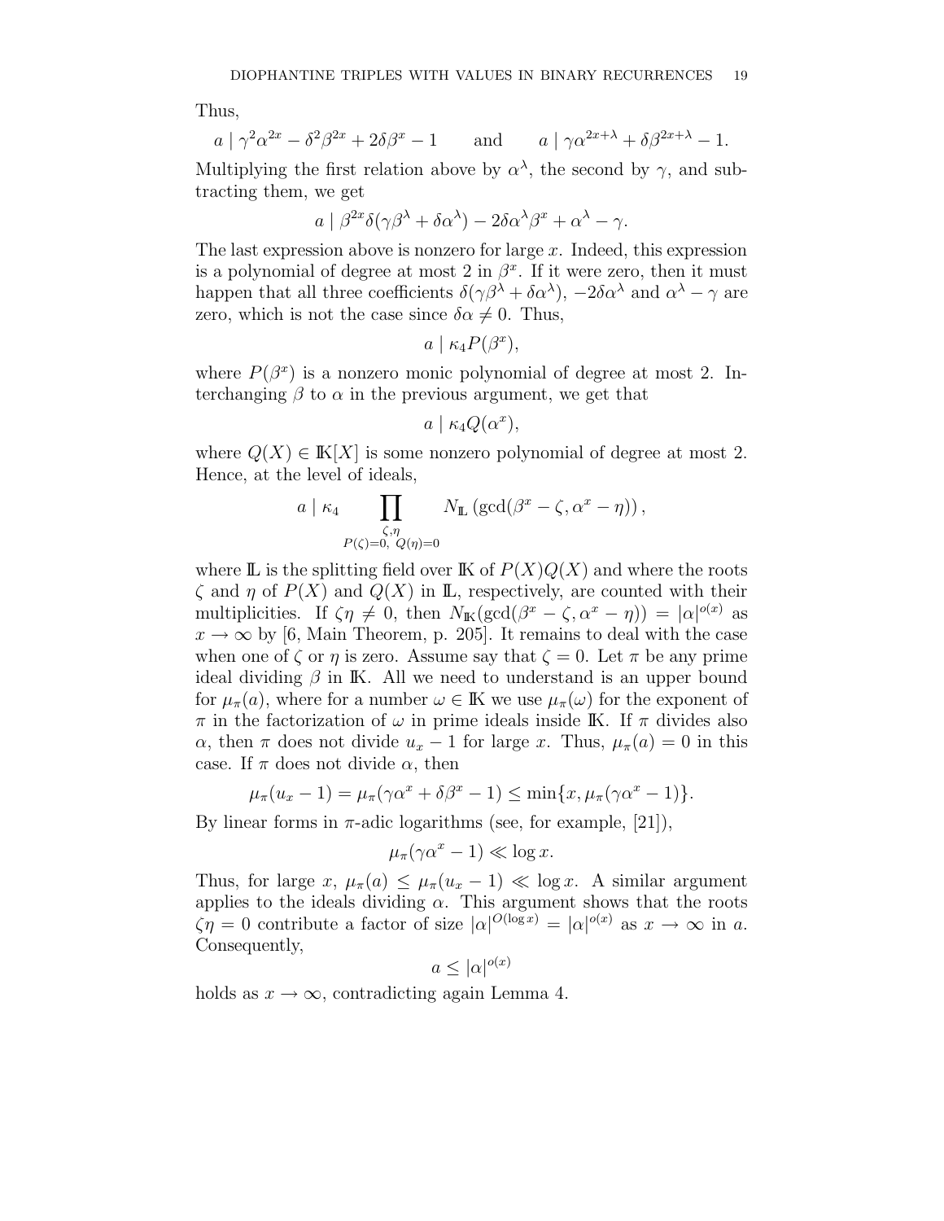Thus,

$$a \mid \gamma^2\alpha^{2x} - \delta^2\beta^{2x} + 2\delta\beta^x - 1 \qquad \text{and} \qquad a \mid \gamma\alpha^{2x+\lambda} + \delta\beta^{2x+\lambda} - 1.$$

Multiplying the first relation above by $\alpha^\lambda$, the second by $\gamma$, and subtracting them, we get

$$a \mid \beta^{2x}\delta(\gamma\beta^\lambda + \delta\alpha^\lambda) - 2\delta\alpha^\lambda\beta^x + \alpha^\lambda - \gamma.$$

The last expression above is nonzero for large $x$. Indeed, this expression is a polynomial of degree at most 2 in $\beta^x$. If it were zero, then it must happen that all three coefficients $\delta(\gamma\beta^\lambda + \delta\alpha^\lambda)$, $-2\delta\alpha^\lambda$ and $\alpha^\lambda - \gamma$ are zero, which is not the case since $\delta\alpha \neq 0$. Thus,

$$a \mid \kappa_4 P(\beta^x),$$

where $P(\beta^x)$ is a nonzero monic polynomial of degree at most 2. Interchanging $\beta$ to $\alpha$ in the previous argument, we get that

$$a \mid \kappa_4 Q(\alpha^x),$$

where $Q(X) \in \mathbb{K}[X]$ is some nonzero polynomial of degree at most 2. Hence, at the level of ideals,

$$a \mid \kappa_4 \prod_{\substack{\zeta,\eta \\ P(\zeta)=0,\ Q(\eta)=0}} N_{\mathbb{L}}\left(\gcd(\beta^x - \zeta, \alpha^x - \eta)\right),$$

where $\mathbb{L}$ is the splitting field over $\mathbb{K}$ of $P(X)Q(X)$ and where the roots $\zeta$ and $\eta$ of $P(X)$ and $Q(X)$ in $\mathbb{L}$, respectively, are counted with their multiplicities. If $\zeta\eta \neq 0$, then $N_{\mathbb{K}}(\gcd(\beta^x - \zeta, \alpha^x - \eta)) = |\alpha|^{o(x)}$ as $x \to \infty$ by [6, Main Theorem, p. 205]. It remains to deal with the case when one of $\zeta$ or $\eta$ is zero. Assume say that $\zeta = 0$. Let $\pi$ be any prime ideal dividing $\beta$ in $\mathbb{K}$. All we need to understand is an upper bound for $\mu_\pi(a)$, where for a number $\omega \in \mathbb{K}$ we use $\mu_\pi(\omega)$ for the exponent of $\pi$ in the factorization of $\omega$ in prime ideals inside $\mathbb{K}$. If $\pi$ divides also $\alpha$, then $\pi$ does not divide $u_x - 1$ for large $x$. Thus, $\mu_\pi(a) = 0$ in this case. If $\pi$ does not divide $\alpha$, then

$$\mu_\pi(u_x - 1) = \mu_\pi(\gamma\alpha^x + \delta\beta^x - 1) \leq \min\{x, \mu_\pi(\gamma\alpha^x - 1)\}.$$

By linear forms in $\pi$-adic logarithms (see, for example, [21]),

$$\mu_\pi(\gamma\alpha^x - 1) \ll \log x.$$

Thus, for large $x$, $\mu_\pi(a) \leq \mu_\pi(u_x - 1) \ll \log x$. A similar argument applies to the ideals dividing $\alpha$. This argument shows that the roots $\zeta\eta = 0$ contribute a factor of size $|\alpha|^{O(\log x)} = |\alpha|^{o(x)}$ as $x \to \infty$ in $a$. Consequently,

$$a \leq |\alpha|^{o(x)}$$

holds as $x \to \infty$, contradicting again Lemma 4.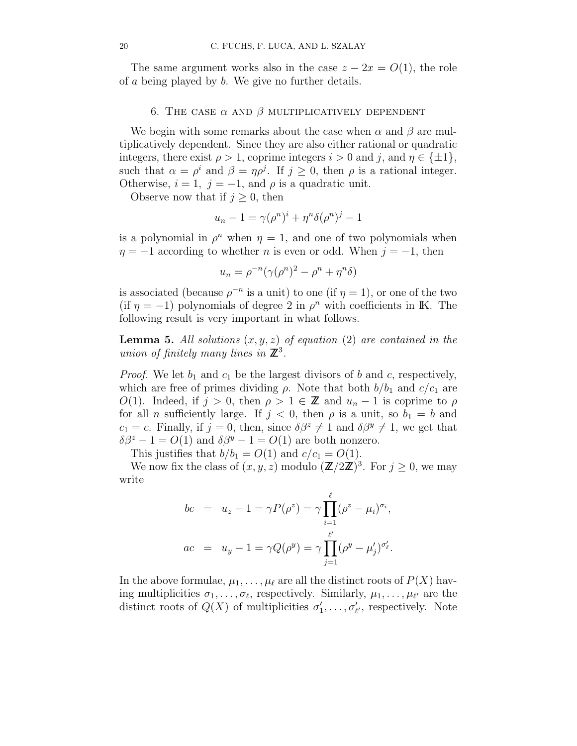The same argument works also in the case $z - 2x = O(1)$, the role of $a$ being played by $b$. We give no further details.

## 6. The case $\alpha$ and $\beta$ multiplicatively dependent

We begin with some remarks about the case when $\alpha$ and $\beta$ are multiplicatively dependent. Since they are also either rational or quadratic integers, there exist $\rho > 1$, coprime integers $i > 0$ and $j$, and $\eta \in \{\pm 1\}$, such that $\alpha = \rho^i$ and $\beta = \eta\rho^j$. If $j \geq 0$, then $\rho$ is a rational integer. Otherwise, $i = 1$, $j = -1$, and $\rho$ is a quadratic unit.

Observe now that if $j \geq 0$, then

$$u_n - 1 = \gamma(\rho^n)^i + \eta^n \delta(\rho^n)^j - 1$$

is a polynomial in $\rho^n$ when $\eta = 1$, and one of two polynomials when $\eta = -1$ according to whether $n$ is even or odd. When $j = -1$, then

$$u_n = \rho^{-n}(\gamma(\rho^n)^2 - \rho^n + \eta^n \delta)$$

is associated (because $\rho^{-n}$ is a unit) to one (if $\eta = 1$), or one of the two (if $\eta = -1$) polynomials of degree 2 in $\rho^n$ with coefficients in $\mathbb{K}$. The following result is very important in what follows.

**Lemma 5.** *All solutions $(x, y, z)$ of equation (2) are contained in the union of finitely many lines in $\mathbb{Z}^3$.*

*Proof.* We let $b_1$ and $c_1$ be the largest divisors of $b$ and $c$, respectively, which are free of primes dividing $\rho$. Note that both $b/b_1$ and $c/c_1$ are $O(1)$. Indeed, if $j > 0$, then $\rho > 1 \in \mathbb{Z}$ and $u_n - 1$ is coprime to $\rho$ for all $n$ sufficiently large. If $j < 0$, then $\rho$ is a unit, so $b_1 = b$ and $c_1 = c$. Finally, if $j = 0$, then, since $\delta\beta^z \neq 1$ and $\delta\beta^y \neq 1$, we get that $\delta\beta^z - 1 = O(1)$ and $\delta\beta^y - 1 = O(1)$ are both nonzero.

This justifies that $b/b_1 = O(1)$ and $c/c_1 = O(1)$.

We now fix the class of $(x, y, z)$ modulo $(\mathbb{Z}/2\mathbb{Z})^3$. For $j \geq 0$, we may write

$$\begin{aligned} bc &= u_z - 1 = \gamma P(\rho^z) = \gamma \prod_{i=1}^{\ell} (\rho^z - \mu_i)^{\sigma_i}, \\ ac &= u_y - 1 = \gamma Q(\rho^y) = \gamma \prod_{j=1}^{\ell'} (\rho^y - \mu'_j)^{\sigma'_\ell}. \end{aligned}$$

In the above formulae, $\mu_1, \ldots, \mu_\ell$ are all the distinct roots of $P(X)$ having multiplicities $\sigma_1, \ldots, \sigma_\ell$, respectively. Similarly, $\mu_1, \ldots, \mu_{\ell'}$ are the distinct roots of $Q(X)$ of multiplicities $\sigma'_1, \ldots, \sigma'_{\ell'}$, respectively. Note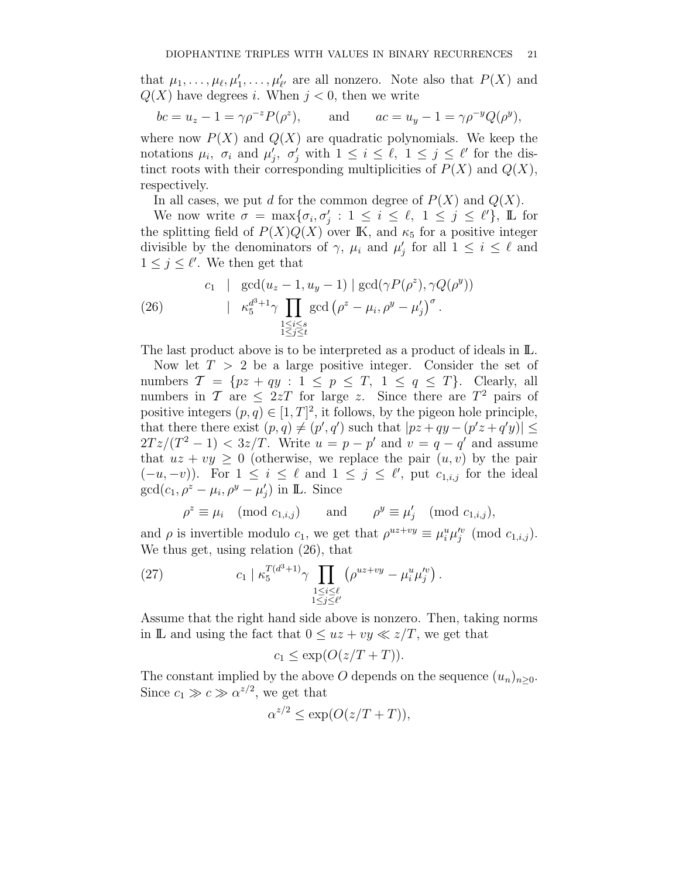that $\mu_1, \ldots, \mu_\ell, \mu'_1, \ldots, \mu'_{\ell'}$ are all nonzero. Note also that $P(X)$ and $Q(X)$ have degrees $i$. When $j < 0$, then we write

$$bc = u_z - 1 = \gamma \rho^{-z} P(\rho^z), \qquad \text{and} \qquad ac = u_y - 1 = \gamma \rho^{-y} Q(\rho^y),$$

where now $P(X)$ and $Q(X)$ are quadratic polynomials. We keep the notations $\mu_i$, $\sigma_i$ and $\mu'_j$, $\sigma'_j$ with $1 \le i \le \ell$, $1 \le j \le \ell'$ for the distinct roots with their corresponding multiplicities of $P(X)$ and $Q(X)$, respectively.

In all cases, we put $d$ for the common degree of $P(X)$ and $Q(X)$.

We now write $\sigma = \max\{\sigma_i, \sigma'_j : 1 \le i \le \ell, \ 1 \le j \le \ell'\}$, $\mathbb{L}$ for the splitting field of $P(X)Q(X)$ over $\mathbb{K}$, and $\kappa_5$ for a positive integer divisible by the denominators of $\gamma$, $\mu_i$ and $\mu'_j$ for all $1 \le i \le \ell$ and $1 \le j \le \ell'$. We then get that

$$\begin{aligned} c_1 \ & | \ \gcd(u_z - 1, u_y - 1) \mid \gcd(\gamma P(\rho^z), \gamma Q(\rho^y)) \\ & | \ \kappa_5^{d^3+1} \gamma \prod_{\substack{1 \le i \le s \\ 1 \le j \le t}} \gcd\left(\rho^z - \mu_i, \rho^y - \mu'_j\right)^\sigma . \end{aligned} \tag{26}$$

The last product above is to be interpreted as a product of ideals in $\mathbb{L}$.

Now let $T > 2$ be a large positive integer. Consider the set of numbers $\mathcal{T} = \{pz + qy : 1 \le p \le T, \ 1 \le q \le T\}$. Clearly, all numbers in $\mathcal{T}$ are $\le 2zT$ for large $z$. Since there are $T^2$ pairs of positive integers $(p, q) \in [1, T]^2$, it follows, by the pigeon hole principle, that there there exist $(p, q) \ne (p', q')$ such that $|pz + qy - (p'z + q'y)| \le 2Tz/(T^2 - 1) < 3z/T$. Write $u = p - p'$ and $v = q - q'$ and assume that $uz + vy \ge 0$ (otherwise, we replace the pair $(u, v)$ by the pair $(-u, -v)$). For $1 \le i \le \ell$ and $1 \le j \le \ell'$, put $c_{1,i,j}$ for the ideal $\gcd(c_1, \rho^z - \mu_i, \rho^y - \mu'_j)$ in $\mathbb{L}$. Since

$$\rho^z \equiv \mu_i \pmod{c_{1,i,j}} \qquad \text{and} \qquad \rho^y \equiv \mu'_j \pmod{c_{1,i,j}},$$

and $\rho$ is invertible modulo $c_1$, we get that $\rho^{uz+vy} \equiv \mu_i^u \mu_j'^v \pmod{c_{1,i,j}}$. We thus get, using relation (26), that

$$c_1 \mid \kappa_5^{T(d^3+1)} \gamma \prod_{\substack{1 \le i \le \ell \\ 1 \le j \le \ell'}} \left(\rho^{uz+vy} - \mu_i^u \mu_j'^v\right). \tag{27}$$

Assume that the right hand side above is nonzero. Then, taking norms in $\mathbb{L}$ and using the fact that $0 \le uz + vy \ll z/T$, we get that

$$c_1 \le \exp(O(z/T + T)).$$

The constant implied by the above $O$ depends on the sequence $(u_n)_{n \ge 0}$. Since $c_1 \gg c \gg \alpha^{z/2}$, we get that

$$\alpha^{z/2} \le \exp(O(z/T + T)),$$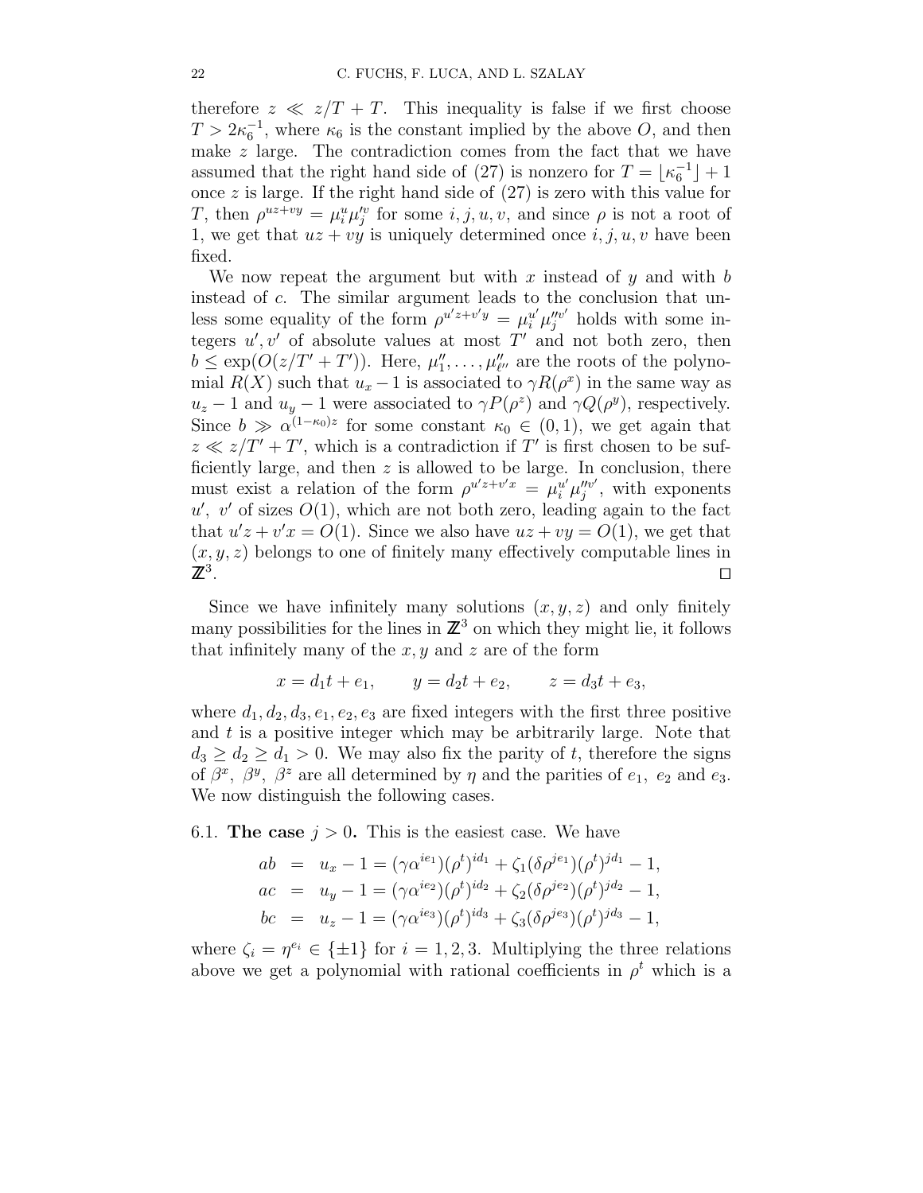therefore $z \ll z/T + T$. This inequality is false if we first choose $T > 2\kappa_6^{-1}$, where $\kappa_6$ is the constant implied by the above $O$, and then make $z$ large. The contradiction comes from the fact that we have assumed that the right hand side of (27) is nonzero for $T = \lfloor \kappa_6^{-1} \rfloor + 1$ once $z$ is large. If the right hand side of (27) is zero with this value for $T$, then $\rho^{uz+vy} = \mu_i^u \mu_j'^v$ for some $i, j, u, v$, and since $\rho$ is not a root of 1, we get that $uz + vy$ is uniquely determined once $i, j, u, v$ have been fixed.

We now repeat the argument but with $x$ instead of $y$ and with $b$ instead of $c$. The similar argument leads to the conclusion that unless some equality of the form $\rho^{u'z+v'y} = \mu_i^{u'} \mu_j''^{v'}$ holds with some integers $u', v'$ of absolute values at most $T'$ and not both zero, then $b \le \exp(O(z/T' + T'))$. Here, $\mu_1'', \ldots, \mu_{\ell''}''$ are the roots of the polynomial $R(X)$ such that $u_x - 1$ is associated to $\gamma R(\rho^x)$ in the same way as $u_z - 1$ and $u_y - 1$ were associated to $\gamma P(\rho^z)$ and $\gamma Q(\rho^y)$, respectively. Since $b \gg \alpha^{(1-\kappa_0)z}$ for some constant $\kappa_0 \in (0, 1)$, we get again that $z \ll z/T' + T'$, which is a contradiction if $T'$ is first chosen to be sufficiently large, and then $z$ is allowed to be large. In conclusion, there must exist a relation of the form $\rho^{u'z+v'x} = \mu_i^{u'} \mu_j''^{v'}$, with exponents $u'$, $v'$ of sizes $O(1)$, which are not both zero, leading again to the fact that $u'z + v'x = O(1)$. Since we also have $uz + vy = O(1)$, we get that $(x, y, z)$ belongs to one of finitely many effectively computable lines in $\mathbb{Z}^3$. $\square$

Since we have infinitely many solutions $(x, y, z)$ and only finitely many possibilities for the lines in $\mathbb{Z}^3$ on which they might lie, it follows that infinitely many of the $x, y$ and $z$ are of the form

$$x = d_1 t + e_1, \qquad y = d_2 t + e_2, \qquad z = d_3 t + e_3,$$

where $d_1, d_2, d_3, e_1, e_2, e_3$ are fixed integers with the first three positive and $t$ is a positive integer which may be arbitrarily large. Note that $d_3 \ge d_2 \ge d_1 > 0$. We may also fix the parity of $t$, therefore the signs of $\beta^x$, $\beta^y$, $\beta^z$ are all determined by $\eta$ and the parities of $e_1$, $e_2$ and $e_3$. We now distinguish the following cases.

## 6.1. The case $j > 0$.

This is the easiest case. We have

$$\begin{aligned}
ab &= u_x - 1 = (\gamma\alpha^{ie_1})(\rho^t)^{id_1} + \zeta_1(\delta\rho^{je_1})(\rho^t)^{jd_1} - 1, \\
ac &= u_y - 1 = (\gamma\alpha^{ie_2})(\rho^t)^{id_2} + \zeta_2(\delta\rho^{je_2})(\rho^t)^{jd_2} - 1, \\
bc &= u_z - 1 = (\gamma\alpha^{ie_3})(\rho^t)^{id_3} + \zeta_3(\delta\rho^{je_3})(\rho^t)^{jd_3} - 1,
\end{aligned}$$

where $\zeta_i = \eta^{e_i} \in \{\pm 1\}$ for $i = 1, 2, 3$. Multiplying the three relations above we get a polynomial with rational coefficients in $\rho^t$ which is a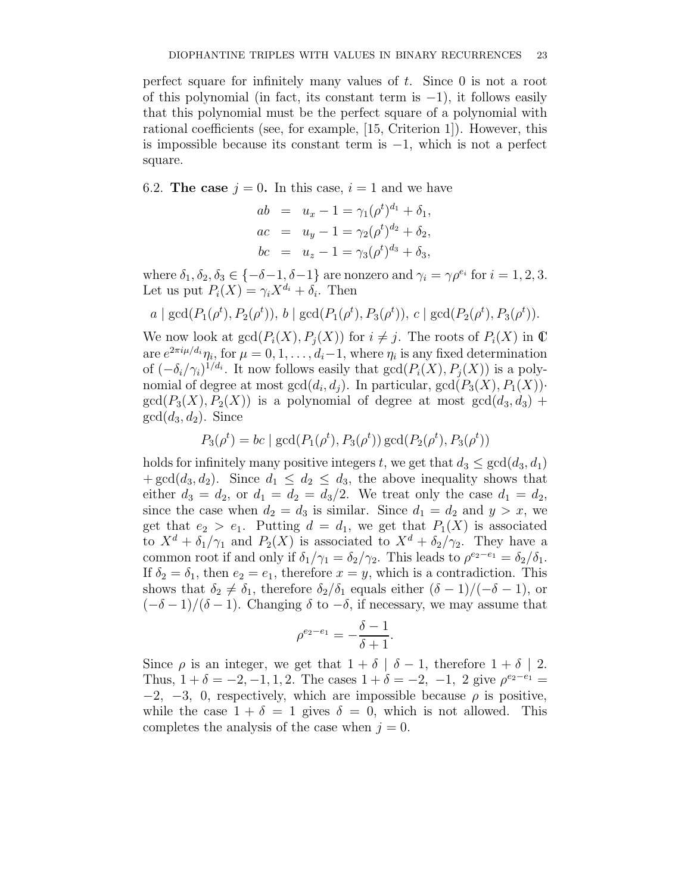perfect square for infinitely many values of $t$. Since 0 is not a root of this polynomial (in fact, its constant term is $-1$), it follows easily that this polynomial must be the perfect square of a polynomial with rational coefficients (see, for example, [15, Criterion 1]). However, this is impossible because its constant term is $-1$, which is not a perfect square.

### 6.2. **The case $j = 0$.**

In this case, $i = 1$ and we have

$$
\begin{aligned}
ab &= u_x - 1 = \gamma_1(\rho^t)^{d_1} + \delta_1,\\
ac &= u_y - 1 = \gamma_2(\rho^t)^{d_2} + \delta_2,\\
bc &= u_z - 1 = \gamma_3(\rho^t)^{d_3} + \delta_3,
\end{aligned}
$$

where $\delta_1, \delta_2, \delta_3 \in \{-\delta-1, \delta-1\}$ are nonzero and $\gamma_i = \gamma\rho^{e_i}$ for $i = 1, 2, 3$. Let us put $P_i(X) = \gamma_i X^{d_i} + \delta_i$. Then

$$
a \mid \gcd(P_1(\rho^t), P_2(\rho^t)),\ b \mid \gcd(P_1(\rho^t), P_3(\rho^t)),\ c \mid \gcd(P_2(\rho^t), P_3(\rho^t)).
$$

We now look at $\gcd(P_i(X), P_j(X))$ for $i \neq j$. The roots of $P_i(X)$ in $\mathbb{C}$ are $e^{2\pi i\mu/d_i}\eta_i$, for $\mu = 0, 1, \ldots, d_i-1$, where $\eta_i$ is any fixed determination of $(-\delta_i/\gamma_i)^{1/d_i}$. It now follows easily that $\gcd(P_i(X), P_j(X))$ is a polynomial of degree at most $\gcd(d_i, d_j)$. In particular, $\gcd(P_3(X), P_1(X))\cdot \gcd(P_3(X), P_2(X))$ is a polynomial of degree at most $\gcd(d_3, d_3) + \gcd(d_3, d_2)$. Since

$$
P_3(\rho^t) = bc \mid \gcd(P_1(\rho^t), P_3(\rho^t))\gcd(P_2(\rho^t), P_3(\rho^t))
$$

holds for infinitely many positive integers $t$, we get that $d_3 \leq \gcd(d_3, d_1) + \gcd(d_3, d_2)$. Since $d_1 \leq d_2 \leq d_3$, the above inequality shows that either $d_3 = d_2$, or $d_1 = d_2 = d_3/2$. We treat only the case $d_1 = d_2$, since the case when $d_2 = d_3$ is similar. Since $d_1 = d_2$ and $y > x$, we get that $e_2 > e_1$. Putting $d = d_1$, we get that $P_1(X)$ is associated to $X^d + \delta_1/\gamma_1$ and $P_2(X)$ is associated to $X^d + \delta_2/\gamma_2$. They have a common root if and only if $\delta_1/\gamma_1 = \delta_2/\gamma_2$. This leads to $\rho^{e_2-e_1} = \delta_2/\delta_1$. If $\delta_2 = \delta_1$, then $e_2 = e_1$, therefore $x = y$, which is a contradiction. This shows that $\delta_2 \neq \delta_1$, therefore $\delta_2/\delta_1$ equals either $(\delta-1)/(-\delta-1)$, or $(-\delta-1)/(\delta-1)$. Changing $\delta$ to $-\delta$, if necessary, we may assume that

$$
\rho^{e_2-e_1} = -\frac{\delta-1}{\delta+1}.
$$

Since $\rho$ is an integer, we get that $1+\delta \mid \delta-1$, therefore $1+\delta \mid 2$. Thus, $1+\delta = -2, -1, 1, 2$. The cases $1+\delta = -2,\ -1,\ 2$ give $\rho^{e_2-e_1} = -2,\ -3,\ 0$, respectively, which are impossible because $\rho$ is positive, while the case $1+\delta = 1$ gives $\delta = 0$, which is not allowed. This completes the analysis of the case when $j = 0$.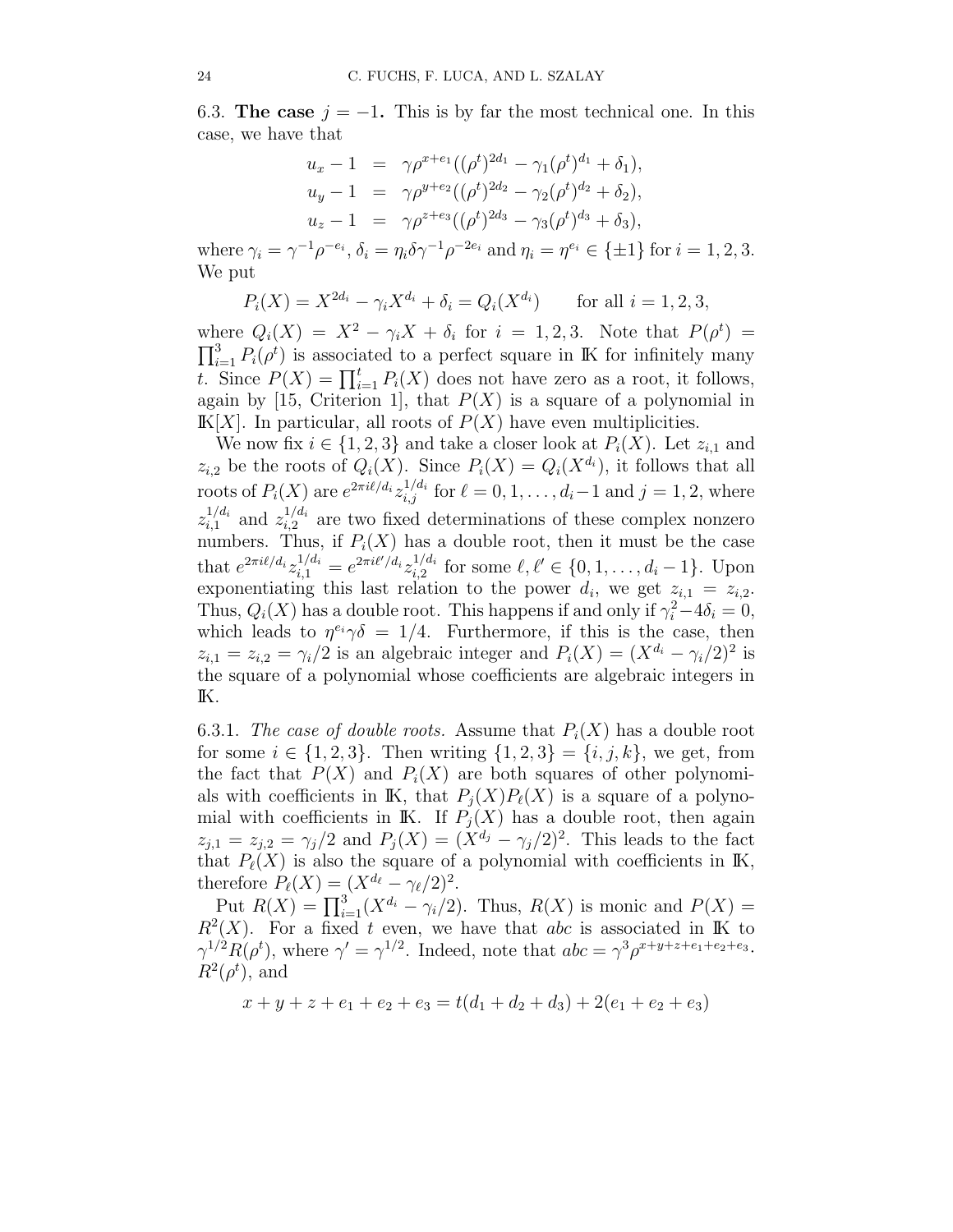6.3. **The case $j = -1$.** This is by far the most technical one. In this case, we have that

$$
\begin{aligned}
u_x - 1 &= \gamma\rho^{x+e_1}((\rho^t)^{2d_1} - \gamma_1(\rho^t)^{d_1} + \delta_1),\\
u_y - 1 &= \gamma\rho^{y+e_2}((\rho^t)^{2d_2} - \gamma_2(\rho^t)^{d_2} + \delta_2),\\
u_z - 1 &= \gamma\rho^{z+e_3}((\rho^t)^{2d_3} - \gamma_3(\rho^t)^{d_3} + \delta_3),
\end{aligned}
$$

where $\gamma_i = \gamma^{-1}\rho^{-e_i}$, $\delta_i = \eta_i\delta\gamma^{-1}\rho^{-2e_i}$ and $\eta_i = \eta^{e_i} \in \{\pm 1\}$ for $i = 1, 2, 3$. We put

$$
P_i(X) = X^{2d_i} - \gamma_i X^{d_i} + \delta_i = Q_i(X^{d_i}) \qquad \text{for all } i = 1, 2, 3,
$$

where $Q_i(X) = X^2 - \gamma_i X + \delta_i$ for $i = 1, 2, 3$. Note that $P(\rho^t) = \prod_{i=1}^{3} P_i(\rho^t)$ is associated to a perfect square in $\mathbb{K}$ for infinitely many $t$. Since $P(X) = \prod_{i=1}^{t} P_i(X)$ does not have zero as a root, it follows, again by [15, Criterion 1], that $P(X)$ is a square of a polynomial in $\mathbb{K}[X]$. In particular, all roots of $P(X)$ have even multiplicities.

We now fix $i \in \{1, 2, 3\}$ and take a closer look at $P_i(X)$. Let $z_{i,1}$ and $z_{i,2}$ be the roots of $Q_i(X)$. Since $P_i(X) = Q_i(X^{d_i})$, it follows that all roots of $P_i(X)$ are $e^{2\pi i\ell/d_i} z_{i,j}^{1/d_i}$ for $\ell = 0, 1, \ldots, d_i - 1$ and $j = 1, 2$, where $z_{i,1}^{1/d_i}$ and $z_{i,2}^{1/d_i}$ are two fixed determinations of these complex nonzero numbers. Thus, if $P_i(X)$ has a double root, then it must be the case that $e^{2\pi i\ell/d_i} z_{i,1}^{1/d_i} = e^{2\pi i\ell'/d_i} z_{i,2}^{1/d_i}$ for some $\ell, \ell' \in \{0, 1, \ldots, d_i - 1\}$. Upon exponentiating this last relation to the power $d_i$, we get $z_{i,1} = z_{i,2}$. Thus, $Q_i(X)$ has a double root. This happens if and only if $\gamma_i^2 - 4\delta_i = 0$, which leads to $\eta^{e_i}\gamma\delta = 1/4$. Furthermore, if this is the case, then $z_{i,1} = z_{i,2} = \gamma_i/2$ is an algebraic integer and $P_i(X) = (X^{d_i} - \gamma_i/2)^2$ is the square of a polynomial whose coefficients are algebraic integers in $\mathbb{K}$.

6.3.1. *The case of double roots.* Assume that $P_i(X)$ has a double root for some $i \in \{1, 2, 3\}$. Then writing $\{1, 2, 3\} = \{i, j, k\}$, we get, from the fact that $P(X)$ and $P_i(X)$ are both squares of other polynomials with coefficients in $\mathbb{K}$, that $P_j(X)P_\ell(X)$ is a square of a polynomial with coefficients in $\mathbb{K}$. If $P_j(X)$ has a double root, then again $z_{j,1} = z_{j,2} = \gamma_j/2$ and $P_j(X) = (X^{d_j} - \gamma_j/2)^2$. This leads to the fact that $P_\ell(X)$ is also the square of a polynomial with coefficients in $\mathbb{K}$, therefore $P_\ell(X) = (X^{d_\ell} - \gamma_\ell/2)^2$.

Put $R(X) = \prod_{i=1}^{3}(X^{d_i} - \gamma_i/2)$. Thus, $R(X)$ is monic and $P(X) = R^2(X)$. For a fixed $t$ even, we have that $abc$ is associated in $\mathbb{K}$ to $\gamma^{1/2}R(\rho^t)$, where $\gamma' = \gamma^{1/2}$. Indeed, note that $abc = \gamma^3\rho^{x+y+z+e_1+e_2+e_3} \cdot R^2(\rho^t)$, and

$$
x + y + z + e_1 + e_2 + e_3 = t(d_1 + d_2 + d_3) + 2(e_1 + e_2 + e_3)
$$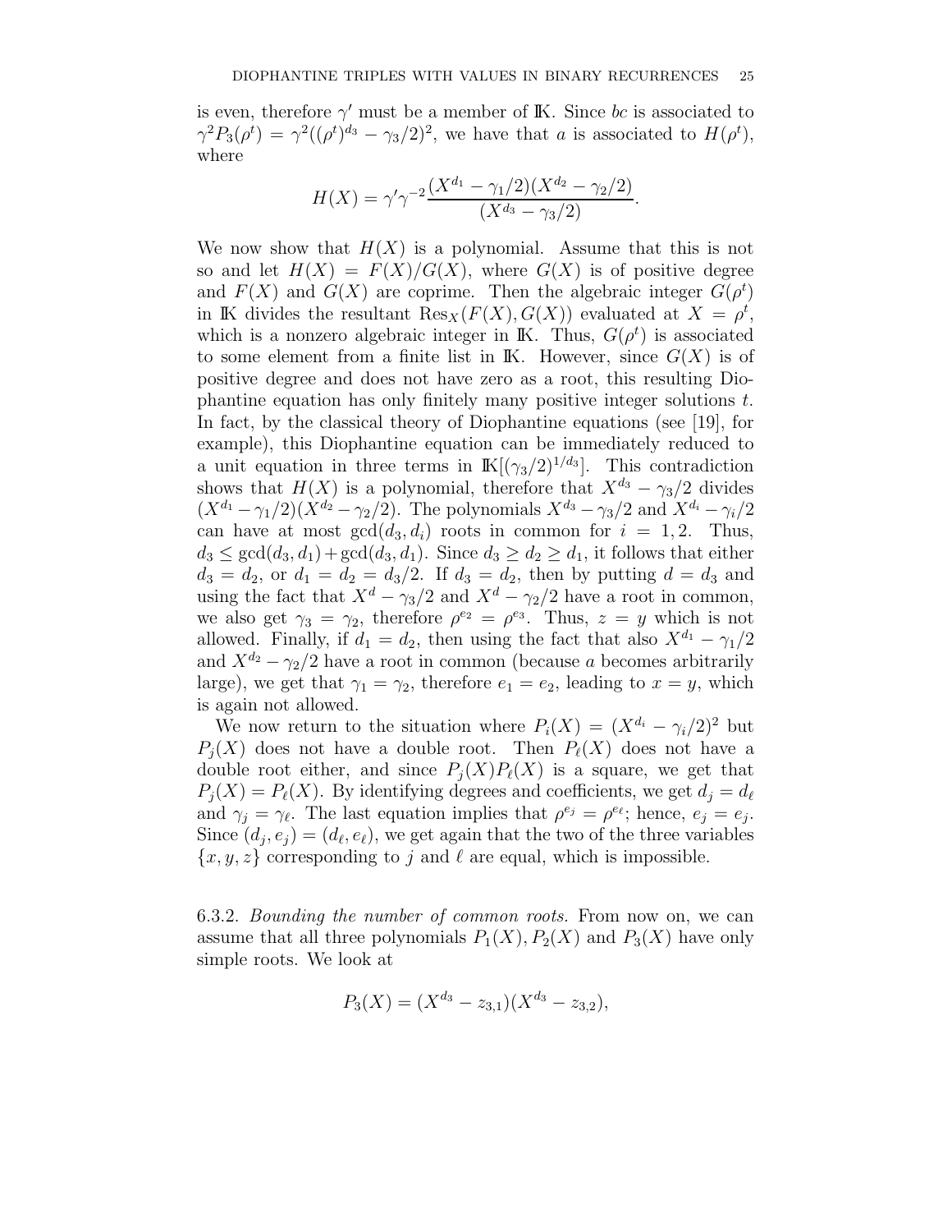is even, therefore $\gamma'$ must be a member of $\mathbb{K}$. Since $bc$ is associated to $\gamma^2 P_3(\rho^t) = \gamma^2((\rho^t)^{d_3} - \gamma_3/2)^2$, we have that $a$ is associated to $H(\rho^t)$, where

$$H(X) = \gamma'\gamma^{-2}\frac{(X^{d_1} - \gamma_1/2)(X^{d_2} - \gamma_2/2)}{(X^{d_3} - \gamma_3/2)}.$$

We now show that $H(X)$ is a polynomial. Assume that this is not so and let $H(X) = F(X)/G(X)$, where $G(X)$ is of positive degree and $F(X)$ and $G(X)$ are coprime. Then the algebraic integer $G(\rho^t)$ in $\mathbb{K}$ divides the resultant $\mathrm{Res}_X(F(X), G(X))$ evaluated at $X = \rho^t$, which is a nonzero algebraic integer in $\mathbb{K}$. Thus, $G(\rho^t)$ is associated to some element from a finite list in $\mathbb{K}$. However, since $G(X)$ is of positive degree and does not have zero as a root, this resulting Diophantine equation has only finitely many positive integer solutions $t$. In fact, by the classical theory of Diophantine equations (see [19], for example), this Diophantine equation can be immediately reduced to a unit equation in three terms in $\mathbb{K}[(\gamma_3/2)^{1/d_3}]$. This contradiction shows that $H(X)$ is a polynomial, therefore that $X^{d_3} - \gamma_3/2$ divides $(X^{d_1} - \gamma_1/2)(X^{d_2} - \gamma_2/2)$. The polynomials $X^{d_3} - \gamma_3/2$ and $X^{d_i} - \gamma_i/2$ can have at most $\gcd(d_3, d_i)$ roots in common for $i = 1, 2$. Thus, $d_3 \le \gcd(d_3, d_1) + \gcd(d_3, d_1)$. Since $d_3 \ge d_2 \ge d_1$, it follows that either $d_3 = d_2$, or $d_1 = d_2 = d_3/2$. If $d_3 = d_2$, then by putting $d = d_3$ and using the fact that $X^d - \gamma_3/2$ and $X^d - \gamma_2/2$ have a root in common, we also get $\gamma_3 = \gamma_2$, therefore $\rho^{e_2} = \rho^{e_3}$. Thus, $z = y$ which is not allowed. Finally, if $d_1 = d_2$, then using the fact that also $X^{d_1} - \gamma_1/2$ and $X^{d_2} - \gamma_2/2$ have a root in common (because $a$ becomes arbitrarily large), we get that $\gamma_1 = \gamma_2$, therefore $e_1 = e_2$, leading to $x = y$, which is again not allowed.

We now return to the situation where $P_i(X) = (X^{d_i} - \gamma_i/2)^2$ but $P_j(X)$ does not have a double root. Then $P_\ell(X)$ does not have a double root either, and since $P_j(X)P_\ell(X)$ is a square, we get that $P_j(X) = P_\ell(X)$. By identifying degrees and coefficients, we get $d_j = d_\ell$ and $\gamma_j = \gamma_\ell$. The last equation implies that $\rho^{e_j} = \rho^{e_\ell}$; hence, $e_j = e_j$. Since $(d_j, e_j) = (d_\ell, e_\ell)$, we get again that the two of the three variables $\{x, y, z\}$ corresponding to $j$ and $\ell$ are equal, which is impossible.

6.3.2. *Bounding the number of common roots.* From now on, we can assume that all three polynomials $P_1(X), P_2(X)$ and $P_3(X)$ have only simple roots. We look at

$$P_3(X) = (X^{d_3} - z_{3,1})(X^{d_3} - z_{3,2}),$$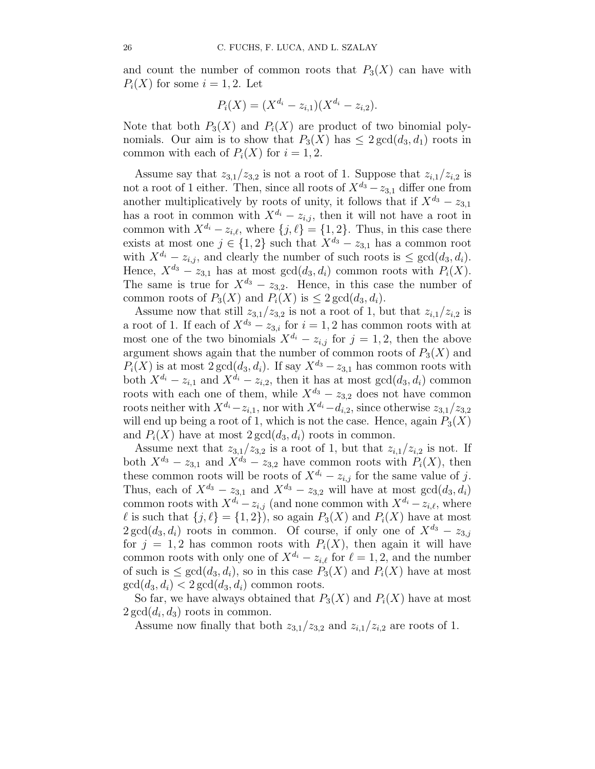and count the number of common roots that $P_3(X)$ can have with $P_i(X)$ for some $i = 1, 2$. Let

$$P_i(X) = (X^{d_i} - z_{i,1})(X^{d_i} - z_{i,2}).$$

Note that both $P_3(X)$ and $P_i(X)$ are product of two binomial polynomials. Our aim is to show that $P_3(X)$ has $\leq 2\gcd(d_3, d_1)$ roots in common with each of $P_i(X)$ for $i = 1, 2$.

Assume say that $z_{3,1}/z_{3,2}$ is not a root of 1. Suppose that $z_{i,1}/z_{i,2}$ is not a root of 1 either. Then, since all roots of $X^{d_3} - z_{3,1}$ differ one from another multiplicatively by roots of unity, it follows that if $X^{d_3} - z_{3,1}$ has a root in common with $X^{d_i} - z_{i,j}$, then it will not have a root in common with $X^{d_i} - z_{i,\ell}$, where $\{j, \ell\} = \{1, 2\}$. Thus, in this case there exists at most one $j \in \{1, 2\}$ such that $X^{d_3} - z_{3,1}$ has a common root with $X^{d_i} - z_{i,j}$, and clearly the number of such roots is $\leq \gcd(d_3, d_i)$. Hence, $X^{d_3} - z_{3,1}$ has at most $\gcd(d_3, d_i)$ common roots with $P_i(X)$. The same is true for $X^{d_3} - z_{3,2}$. Hence, in this case the number of common roots of $P_3(X)$ and $P_i(X)$ is $\leq 2\gcd(d_3, d_i)$.

Assume now that still $z_{3,1}/z_{3,2}$ is not a root of 1, but that $z_{i,1}/z_{i,2}$ is a root of 1. If each of $X^{d_3} - z_{3,i}$ for $i = 1, 2$ has common roots with at most one of the two binomials $X^{d_i} - z_{i,j}$ for $j = 1, 2$, then the above argument shows again that the number of common roots of $P_3(X)$ and $P_i(X)$ is at most $2\gcd(d_3, d_i)$. If say $X^{d_3} - z_{3,1}$ has common roots with both $X^{d_i} - z_{i,1}$ and $X^{d_i} - z_{i,2}$, then it has at most $\gcd(d_3, d_i)$ common roots with each one of them, while $X^{d_3} - z_{3,2}$ does not have common roots neither with $X^{d_i} - z_{i,1}$, nor with $X^{d_i} - d_{i,2}$, since otherwise $z_{3,1}/z_{3,2}$ will end up being a root of 1, which is not the case. Hence, again $P_3(X)$ and $P_i(X)$ have at most $2\gcd(d_3, d_i)$ roots in common.

Assume next that $z_{3,1}/z_{3,2}$ is a root of 1, but that $z_{i,1}/z_{i,2}$ is not. If both $X^{d_3} - z_{3,1}$ and $X^{d_3} - z_{3,2}$ have common roots with $P_i(X)$, then these common roots will be roots of $X^{d_i} - z_{i,j}$ for the same value of $j$. Thus, each of $X^{d_3} - z_{3,1}$ and $X^{d_3} - z_{3,2}$ will have at most $\gcd(d_3, d_i)$ common roots with $X^{d_i} - z_{i,j}$ (and none common with $X^{d_i} - z_{i,\ell}$, where $\ell$ is such that $\{j, \ell\} = \{1, 2\}$), so again $P_3(X)$ and $P_i(X)$ have at most $2\gcd(d_3, d_i)$ roots in common. Of course, if only one of $X^{d_3} - z_{3,j}$ for $j = 1, 2$ has common roots with $P_i(X)$, then again it will have common roots with only one of $X^{d_i} - z_{i,\ell}$ for $\ell = 1, 2$, and the number of such is $\leq \gcd(d_3, d_i)$, so in this case $P_3(X)$ and $P_i(X)$ have at most $\gcd(d_3, d_i) < 2\gcd(d_3, d_i)$ common roots.

So far, we have always obtained that $P_3(X)$ and $P_i(X)$ have at most $2\gcd(d_i, d_3)$ roots in common.

Assume now finally that both $z_{3,1}/z_{3,2}$ and $z_{i,1}/z_{i,2}$ are roots of 1.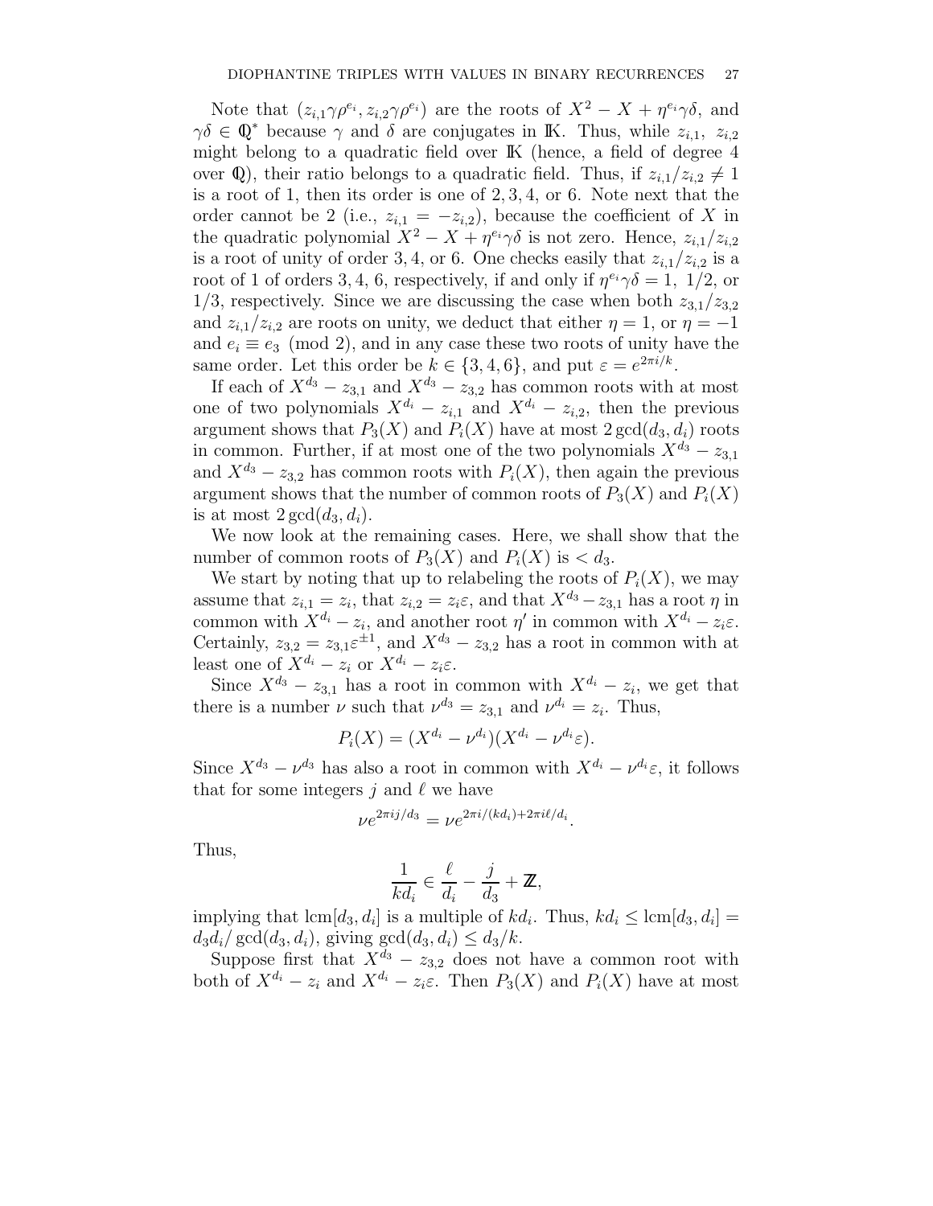Note that $(z_{i,1}\gamma\rho^{e_i}, z_{i,2}\gamma\rho^{e_i})$ are the roots of $X^2 - X + \eta^{e_i}\gamma\delta$, and $\gamma\delta \in \mathbb{Q}^*$ because $\gamma$ and $\delta$ are conjugates in $\mathbb{K}$. Thus, while $z_{i,1}$, $z_{i,2}$ might belong to a quadratic field over $\mathbb{K}$ (hence, a field of degree 4 over $\mathbb{Q}$), their ratio belongs to a quadratic field. Thus, if $z_{i,1}/z_{i,2} \neq 1$ is a root of 1, then its order is one of $2, 3, 4$, or $6$. Note next that the order cannot be 2 (i.e., $z_{i,1} = -z_{i,2}$), because the coefficient of $X$ in the quadratic polynomial $X^2 - X + \eta^{e_i}\gamma\delta$ is not zero. Hence, $z_{i,1}/z_{i,2}$ is a root of unity of order 3, 4, or 6. One checks easily that $z_{i,1}/z_{i,2}$ is a root of 1 of orders 3, 4, 6, respectively, if and only if $\eta^{e_i}\gamma\delta = 1,\ 1/2$, or $1/3$, respectively. Since we are discussing the case when both $z_{3,1}/z_{3,2}$ and $z_{i,1}/z_{i,2}$ are roots on unity, we deduct that either $\eta = 1$, or $\eta = -1$ and $e_i \equiv e_3 \pmod 2$, and in any case these two roots of unity have the same order. Let this order be $k \in \{3, 4, 6\}$, and put $\varepsilon = e^{2\pi i/k}$.

If each of $X^{d_3} - z_{3,1}$ and $X^{d_3} - z_{3,2}$ has common roots with at most one of two polynomials $X^{d_i} - z_{i,1}$ and $X^{d_i} - z_{i,2}$, then the previous argument shows that $P_3(X)$ and $P_i(X)$ have at most $2\gcd(d_3, d_i)$ roots in common. Further, if at most one of the two polynomials $X^{d_3} - z_{3,1}$ and $X^{d_3} - z_{3,2}$ has common roots with $P_i(X)$, then again the previous argument shows that the number of common roots of $P_3(X)$ and $P_i(X)$ is at most $2\gcd(d_3, d_i)$.

We now look at the remaining cases. Here, we shall show that the number of common roots of $P_3(X)$ and $P_i(X)$ is $< d_3$.

We start by noting that up to relabeling the roots of $P_i(X)$, we may assume that $z_{i,1} = z_i$, that $z_{i,2} = z_i\varepsilon$, and that $X^{d_3} - z_{3,1}$ has a root $\eta$ in common with $X^{d_i} - z_i$, and another root $\eta'$ in common with $X^{d_i} - z_i\varepsilon$. Certainly, $z_{3,2} = z_{3,1}\varepsilon^{\pm 1}$, and $X^{d_3} - z_{3,2}$ has a root in common with at least one of $X^{d_i} - z_i$ or $X^{d_i} - z_i\varepsilon$.

Since $X^{d_3} - z_{3,1}$ has a root in common with $X^{d_i} - z_i$, we get that there is a number $\nu$ such that $\nu^{d_3} = z_{3,1}$ and $\nu^{d_i} = z_i$. Thus,

$$P_i(X) = (X^{d_i} - \nu^{d_i})(X^{d_i} - \nu^{d_i}\varepsilon).$$

Since $X^{d_3} - \nu^{d_3}$ has also a root in common with $X^{d_i} - \nu^{d_i}\varepsilon$, it follows that for some integers $j$ and $\ell$ we have

$$\nu e^{2\pi i j/d_3} = \nu e^{2\pi i/(kd_i) + 2\pi i \ell/d_i}.$$

Thus,

$$\frac{1}{kd_i} \in \frac{\ell}{d_i} - \frac{j}{d_3} + \mathbb{Z},$$

implying that $\operatorname{lcm}[d_3, d_i]$ is a multiple of $kd_i$. Thus, $kd_i \leq \operatorname{lcm}[d_3, d_i] = d_3 d_i/\gcd(d_3, d_i)$, giving $\gcd(d_3, d_i) \leq d_3/k$.

Suppose first that $X^{d_3} - z_{3,2}$ does not have a common root with both of $X^{d_i} - z_i$ and $X^{d_i} - z_i\varepsilon$. Then $P_3(X)$ and $P_i(X)$ have at most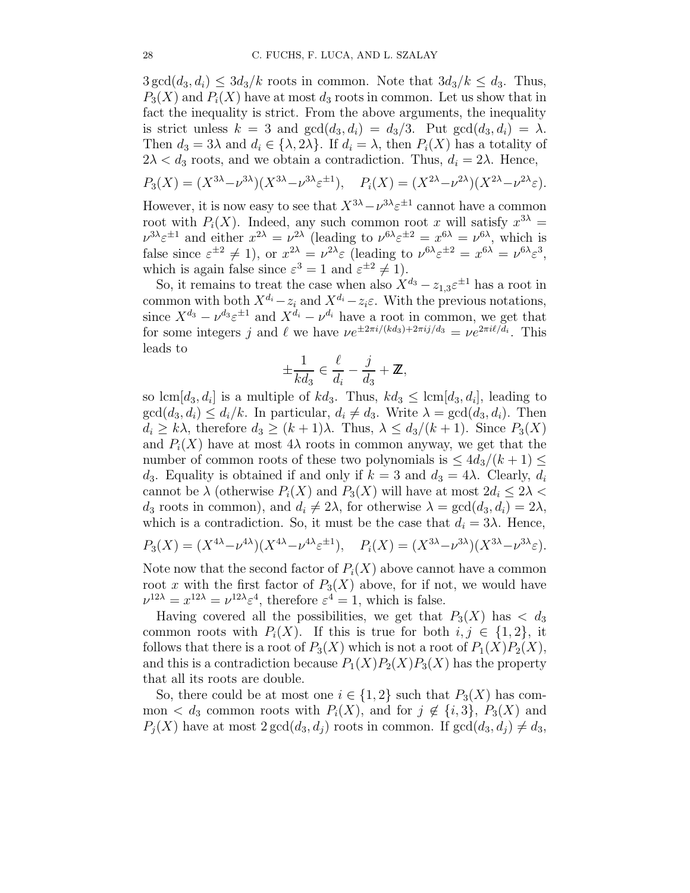$3\gcd(d_3,d_i) \le 3d_3/k$ roots in common. Note that $3d_3/k \le d_3$. Thus, $P_3(X)$ and $P_i(X)$ have at most $d_3$ roots in common. Let us show that in fact the inequality is strict. From the above arguments, the inequality is strict unless $k=3$ and $\gcd(d_3,d_i)=d_3/3$. Put $\gcd(d_3,d_i)=\lambda$. Then $d_3=3\lambda$ and $d_i \in \{\lambda, 2\lambda\}$. If $d_i=\lambda$, then $P_i(X)$ has a totality of $2\lambda < d_3$ roots, and we obtain a contradiction. Thus, $d_i=2\lambda$. Hence,

$$P_3(X) = (X^{3\lambda}-\nu^{3\lambda})(X^{3\lambda}-\nu^{3\lambda}\varepsilon^{\pm 1}), \quad P_i(X) = (X^{2\lambda}-\nu^{2\lambda})(X^{2\lambda}-\nu^{2\lambda}\varepsilon).$$

However, it is now easy to see that $X^{3\lambda}-\nu^{3\lambda}\varepsilon^{\pm 1}$ cannot have a common root with $P_i(X)$. Indeed, any such common root $x$ will satisfy $x^{3\lambda} = \nu^{3\lambda}\varepsilon^{\pm 1}$ and either $x^{2\lambda}=\nu^{2\lambda}$ (leading to $\nu^{6\lambda}\varepsilon^{\pm 2} = x^{6\lambda} = \nu^{6\lambda}$, which is false since $\varepsilon^{\pm 2} \ne 1$), or $x^{2\lambda} = \nu^{2\lambda}\varepsilon$ (leading to $\nu^{6\lambda}\varepsilon^{\pm 2} = x^{6\lambda} = \nu^{6\lambda}\varepsilon^3$, which is again false since $\varepsilon^3 = 1$ and $\varepsilon^{\pm 2} \ne 1$).

So, it remains to treat the case when also $X^{d_3} - z_{1,3}\varepsilon^{\pm 1}$ has a root in common with both $X^{d_i}-z_i$ and $X^{d_i}-z_i\varepsilon$. With the previous notations, since $X^{d_3}-\nu^{d_3}\varepsilon^{\pm 1}$ and $X^{d_i}-\nu^{d_i}$ have a root in common, we get that for some integers $j$ and $\ell$ we have $\nu e^{\pm 2\pi i/(kd_3)+2\pi i j/d_3} = \nu e^{2\pi i \ell/d_i}$. This leads to

$$\pm \frac{1}{kd_3} \in \frac{\ell}{d_i} - \frac{j}{d_3} + \mathbb{Z},$$

so $\operatorname{lcm}[d_3,d_i]$ is a multiple of $kd_3$. Thus, $kd_3 \le \operatorname{lcm}[d_3,d_i]$, leading to $\gcd(d_3,d_i) \le d_i/k$. In particular, $d_i \ne d_3$. Write $\lambda = \gcd(d_3,d_i)$. Then $d_i \ge k\lambda$, therefore $d_3 \ge (k+1)\lambda$. Thus, $\lambda \le d_3/(k+1)$. Since $P_3(X)$ and $P_i(X)$ have at most $4\lambda$ roots in common anyway, we get that the number of common roots of these two polynomials is $\le 4d_3/(k+1) \le d_3$. Equality is obtained if and only if $k=3$ and $d_3=4\lambda$. Clearly, $d_i$ cannot be $\lambda$ (otherwise $P_i(X)$ and $P_3(X)$ will have at most $2d_i \le 2\lambda < d_3$ roots in common), and $d_i \ne 2\lambda$, for otherwise $\lambda = \gcd(d_3,d_i) = 2\lambda$, which is a contradiction. So, it must be the case that $d_i = 3\lambda$. Hence,

$$P_3(X) = (X^{4\lambda}-\nu^{4\lambda})(X^{4\lambda}-\nu^{4\lambda}\varepsilon^{\pm 1}), \quad P_i(X) = (X^{3\lambda}-\nu^{3\lambda})(X^{3\lambda}-\nu^{3\lambda}\varepsilon).$$

Note now that the second factor of $P_i(X)$ above cannot have a common root $x$ with the first factor of $P_3(X)$ above, for if not, we would have $\nu^{12\lambda} = x^{12\lambda} = \nu^{12\lambda}\varepsilon^4$, therefore $\varepsilon^4 = 1$, which is false.

Having covered all the possibilities, we get that $P_3(X)$ has $< d_3$ common roots with $P_i(X)$. If this is true for both $i,j \in \{1,2\}$, it follows that there is a root of $P_3(X)$ which is not a root of $P_1(X)P_2(X)$, and this is a contradiction because $P_1(X)P_2(X)P_3(X)$ has the property that all its roots are double.

So, there could be at most one $i \in \{1,2\}$ such that $P_3(X)$ has common $< d_3$ common roots with $P_i(X)$, and for $j \notin \{i,3\}$, $P_3(X)$ and $P_j(X)$ have at most $2\gcd(d_3,d_j)$ roots in common. If $\gcd(d_3,d_j) \ne d_3$,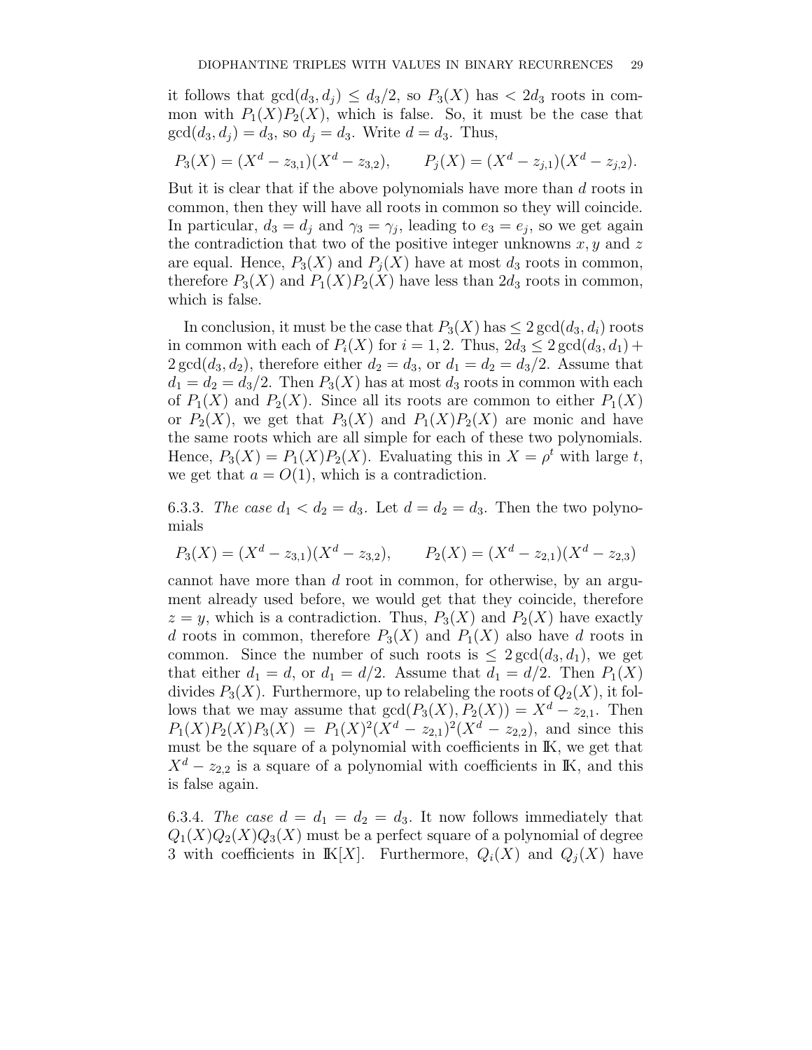it follows that $\gcd(d_3, d_j) \le d_3/2$, so $P_3(X)$ has $< 2d_3$ roots in common with $P_1(X)P_2(X)$, which is false. So, it must be the case that $\gcd(d_3, d_j) = d_3$, so $d_j = d_3$. Write $d = d_3$. Thus,

$$P_3(X) = (X^d - z_{3,1})(X^d - z_{3,2}), \qquad P_j(X) = (X^d - z_{j,1})(X^d - z_{j,2}).$$

But it is clear that if the above polynomials have more than $d$ roots in common, then they will have all roots in common so they will coincide. In particular, $d_3 = d_j$ and $\gamma_3 = \gamma_j$, leading to $e_3 = e_j$, so we get again the contradiction that two of the positive integer unknowns $x, y$ and $z$ are equal. Hence, $P_3(X)$ and $P_j(X)$ have at most $d_3$ roots in common, therefore $P_3(X)$ and $P_1(X)P_2(X)$ have less than $2d_3$ roots in common, which is false.

In conclusion, it must be the case that $P_3(X)$ has $\le 2\gcd(d_3, d_i)$ roots in common with each of $P_i(X)$ for $i = 1, 2$. Thus, $2d_3 \le 2\gcd(d_3, d_1) + 2\gcd(d_3, d_2)$, therefore either $d_2 = d_3$, or $d_1 = d_2 = d_3/2$. Assume that $d_1 = d_2 = d_3/2$. Then $P_3(X)$ has at most $d_3$ roots in common with each of $P_1(X)$ and $P_2(X)$. Since all its roots are common to either $P_1(X)$ or $P_2(X)$, we get that $P_3(X)$ and $P_1(X)P_2(X)$ are monic and have the same roots which are all simple for each of these two polynomials. Hence, $P_3(X) = P_1(X)P_2(X)$. Evaluating this in $X = \rho^t$ with large $t$, we get that $a = O(1)$, which is a contradiction.

6.3.3. *The case $d_1 < d_2 = d_3$.* Let $d = d_2 = d_3$. Then the two polynomials

$$P_3(X) = (X^d - z_{3,1})(X^d - z_{3,2}), \qquad P_2(X) = (X^d - z_{2,1})(X^d - z_{2,3})$$

cannot have more than $d$ root in common, for otherwise, by an argument already used before, we would get that they coincide, therefore $z = y$, which is a contradiction. Thus, $P_3(X)$ and $P_2(X)$ have exactly $d$ roots in common, therefore $P_3(X)$ and $P_1(X)$ also have $d$ roots in common. Since the number of such roots is $\le 2\gcd(d_3, d_1)$, we get that either $d_1 = d$, or $d_1 = d/2$. Assume that $d_1 = d/2$. Then $P_1(X)$ divides $P_3(X)$. Furthermore, up to relabeling the roots of $Q_2(X)$, it follows that we may assume that $\gcd(P_3(X), P_2(X)) = X^d - z_{2,1}$. Then $P_1(X)P_2(X)P_3(X) = P_1(X)^2(X^d - z_{2,1})^2(X^d - z_{2,2})$, and since this must be the square of a polynomial with coefficients in $\mathbb{K}$, we get that $X^d - z_{2,2}$ is a square of a polynomial with coefficients in $\mathbb{K}$, and this is false again.

6.3.4. *The case $d = d_1 = d_2 = d_3$.* It now follows immediately that $Q_1(X)Q_2(X)Q_3(X)$ must be a perfect square of a polynomial of degree 3 with coefficients in $\mathbb{K}[X]$. Furthermore, $Q_i(X)$ and $Q_j(X)$ have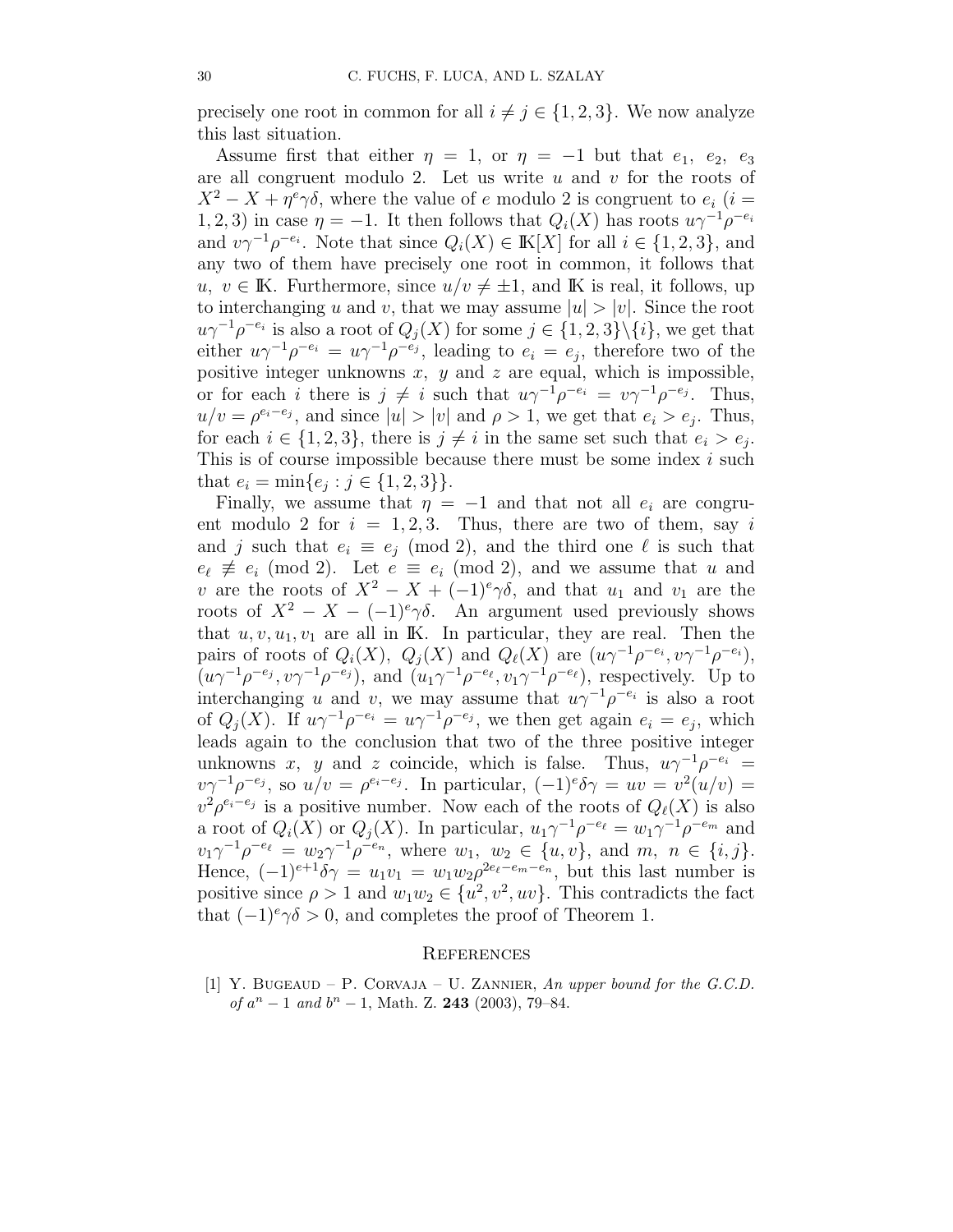precisely one root in common for all $i \neq j \in \{1, 2, 3\}$. We now analyze this last situation.

Assume first that either $\eta = 1$, or $\eta = -1$ but that $e_1$, $e_2$, $e_3$ are all congruent modulo 2. Let us write $u$ and $v$ for the roots of $X^2 - X + \eta^e \gamma\delta$, where the value of $e$ modulo 2 is congruent to $e_i$ ($i = 1, 2, 3$) in case $\eta = -1$. It then follows that $Q_i(X)$ has roots $u\gamma^{-1}\rho^{-e_i}$ and $v\gamma^{-1}\rho^{-e_i}$. Note that since $Q_i(X) \in \mathbb{K}[X]$ for all $i \in \{1, 2, 3\}$, and any two of them have precisely one root in common, it follows that $u,\ v \in \mathbb{K}$. Furthermore, since $u/v \neq \pm 1$, and $\mathbb{K}$ is real, it follows, up to interchanging $u$ and $v$, that we may assume $|u| > |v|$. Since the root $u\gamma^{-1}\rho^{-e_i}$ is also a root of $Q_j(X)$ for some $j \in \{1, 2, 3\}\backslash\{i\}$, we get that either $u\gamma^{-1}\rho^{-e_i} = u\gamma^{-1}\rho^{-e_j}$, leading to $e_i = e_j$, therefore two of the positive integer unknowns $x$, $y$ and $z$ are equal, which is impossible, or for each $i$ there is $j \neq i$ such that $u\gamma^{-1}\rho^{-e_i} = v\gamma^{-1}\rho^{-e_j}$. Thus, $u/v = \rho^{e_i - e_j}$, and since $|u| > |v|$ and $\rho > 1$, we get that $e_i > e_j$. Thus, for each $i \in \{1, 2, 3\}$, there is $j \neq i$ in the same set such that $e_i > e_j$. This is of course impossible because there must be some index $i$ such that $e_i = \min\{e_j : j \in \{1, 2, 3\}\}$.

Finally, we assume that $\eta = -1$ and that not all $e_i$ are congruent modulo 2 for $i = 1, 2, 3$. Thus, there are two of them, say $i$ and $j$ such that $e_i \equiv e_j \pmod 2$, and the third one $\ell$ is such that $e_\ell \not\equiv e_i \pmod 2$. Let $e \equiv e_i \pmod 2$, and we assume that $u$ and $v$ are the roots of $X^2 - X + (-1)^e\gamma\delta$, and that $u_1$ and $v_1$ are the roots of $X^2 - X - (-1)^e\gamma\delta$. An argument used previously shows that $u, v, u_1, v_1$ are all in $\mathbb{K}$. In particular, they are real. Then the pairs of roots of $Q_i(X)$, $Q_j(X)$ and $Q_\ell(X)$ are $(u\gamma^{-1}\rho^{-e_i}, v\gamma^{-1}\rho^{-e_i})$, $(u\gamma^{-1}\rho^{-e_j}, v\gamma^{-1}\rho^{-e_j})$, and $(u_1\gamma^{-1}\rho^{-e_\ell}, v_1\gamma^{-1}\rho^{-e_\ell})$, respectively. Up to interchanging $u$ and $v$, we may assume that $u\gamma^{-1}\rho^{-e_i}$ is also a root of $Q_j(X)$. If $u\gamma^{-1}\rho^{-e_i} = u\gamma^{-1}\rho^{-e_j}$, we then get again $e_i = e_j$, which leads again to the conclusion that two of the three positive integer unknowns $x$, $y$ and $z$ coincide, which is false. Thus, $u\gamma^{-1}\rho^{-e_i} = v\gamma^{-1}\rho^{-e_j}$, so $u/v = \rho^{e_i - e_j}$. In particular, $(-1)^e\delta\gamma = uv = v^2(u/v) = v^2\rho^{e_i - e_j}$ is a positive number. Now each of the roots of $Q_\ell(X)$ is also a root of $Q_i(X)$ or $Q_j(X)$. In particular, $u_1\gamma^{-1}\rho^{-e_\ell} = w_1\gamma^{-1}\rho^{-e_m}$ and $v_1\gamma^{-1}\rho^{-e_\ell} = w_2\gamma^{-1}\rho^{-e_n}$, where $w_1,\ w_2 \in \{u, v\}$, and $m,\ n \in \{i, j\}$. Hence, $(-1)^{e+1}\delta\gamma = u_1v_1 = w_1w_2\rho^{2e_\ell - e_m - e_n}$, but this last number is positive since $\rho > 1$ and $w_1w_2 \in \{u^2, v^2, uv\}$. This contradicts the fact that $(-1)^e\gamma\delta > 0$, and completes the proof of Theorem 1.

## References

[1] Y. Bugeaud – P. Corvaja – U. Zannier, *An upper bound for the G.C.D. of $a^n - 1$ and $b^n - 1$*, Math. Z. **243** (2003), 79–84.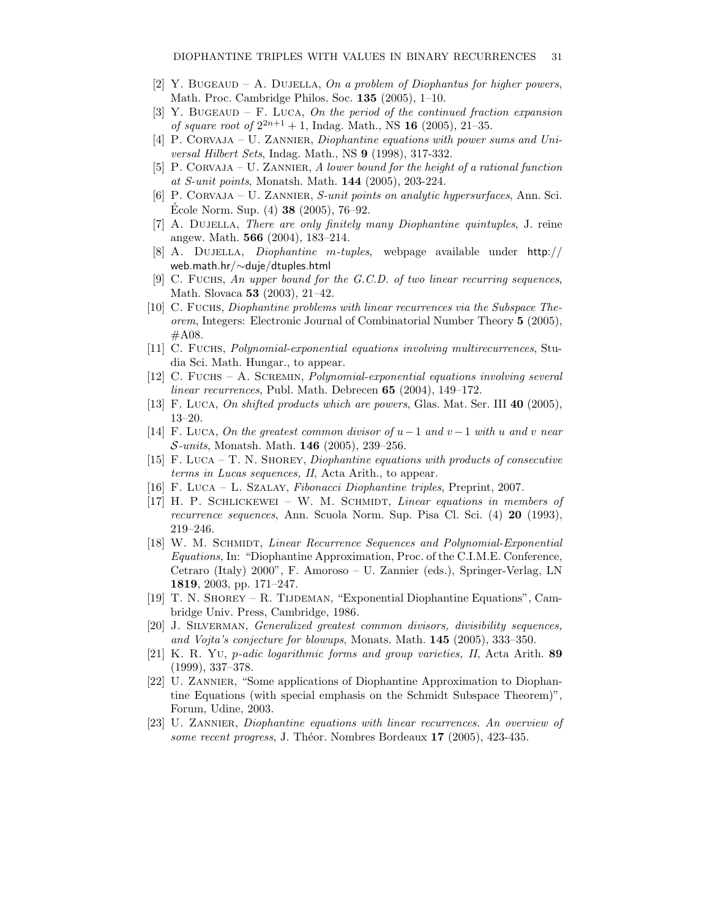[2] Y. Bugeaud – A. Dujella, *On a problem of Diophantus for higher powers*, Math. Proc. Cambridge Philos. Soc. **135** (2005), 1–10.

[3] Y. Bugeaud – F. Luca, *On the period of the continued fraction expansion of square root of* $2^{2n+1}+1$, Indag. Math., NS **16** (2005), 21–35.

[4] P. Corvaja – U. Zannier, *Diophantine equations with power sums and Universal Hilbert Sets*, Indag. Math., NS **9** (1998), 317-332.

[5] P. Corvaja – U. Zannier, *A lower bound for the height of a rational function at S-unit points*, Monatsh. Math. **144** (2005), 203-224.

[6] P. Corvaja – U. Zannier, *S-unit points on analytic hypersurfaces*, Ann. Sci. École Norm. Sup. (4) **38** (2005), 76–92.

[7] A. Dujella, *There are only finitely many Diophantine quintuples*, J. reine angew. Math. **566** (2004), 183–214.

[8] A. Dujella, *Diophantine m-tuples*, webpage available under http://web.math.hr/∼duje/dtuples.html

[9] C. Fuchs, *An upper bound for the G.C.D. of two linear recurring sequences*, Math. Slovaca **53** (2003), 21–42.

[10] C. Fuchs, *Diophantine problems with linear recurrences via the Subspace Theorem*, Integers: Electronic Journal of Combinatorial Number Theory **5** (2005), #A08.

[11] C. Fuchs, *Polynomial-exponential equations involving multirecurrences*, Studia Sci. Math. Hungar., to appear.

[12] C. Fuchs – A. Scremin, *Polynomial-exponential equations involving several linear recurrences*, Publ. Math. Debrecen **65** (2004), 149–172.

[13] F. Luca, *On shifted products which are powers*, Glas. Mat. Ser. III **40** (2005), 13–20.

[14] F. Luca, *On the greatest common divisor of* $u-1$ *and* $v-1$ *with* $u$ *and* $v$ *near* $\mathcal{S}$*-units*, Monatsh. Math. **146** (2005), 239–256.

[15] F. Luca – T. N. Shorey, *Diophantine equations with products of consecutive terms in Lucas sequences, II*, Acta Arith., to appear.

[16] F. Luca – L. Szalay, *Fibonacci Diophantine triples*, Preprint, 2007.

[17] H. P. Schlickewei – W. M. Schmidt, *Linear equations in members of recurrence sequences*, Ann. Scuola Norm. Sup. Pisa Cl. Sci. (4) **20** (1993), 219–246.

[18] W. M. Schmidt, *Linear Recurrence Sequences and Polynomial-Exponential Equations*, In: "Diophantine Approximation, Proc. of the C.I.M.E. Conference, Cetraro (Italy) 2000", F. Amoroso – U. Zannier (eds.), Springer-Verlag, LN **1819**, 2003, pp. 171–247.

[19] T. N. Shorey – R. Tijdeman, "Exponential Diophantine Equations", Cambridge Univ. Press, Cambridge, 1986.

[20] J. Silverman, *Generalized greatest common divisors, divisibility sequences, and Vojta's conjecture for blowups*, Monats. Math. **145** (2005), 333–350.

[21] K. R. Yu, *p-adic logarithmic forms and group varieties, II*, Acta Arith. **89** (1999), 337–378.

[22] U. Zannier, "Some applications of Diophantine Approximation to Diophantine Equations (with special emphasis on the Schmidt Subspace Theorem)", Forum, Udine, 2003.

[23] U. Zannier, *Diophantine equations with linear recurrences. An overview of some recent progress*, J. Théor. Nombres Bordeaux **17** (2005), 423-435.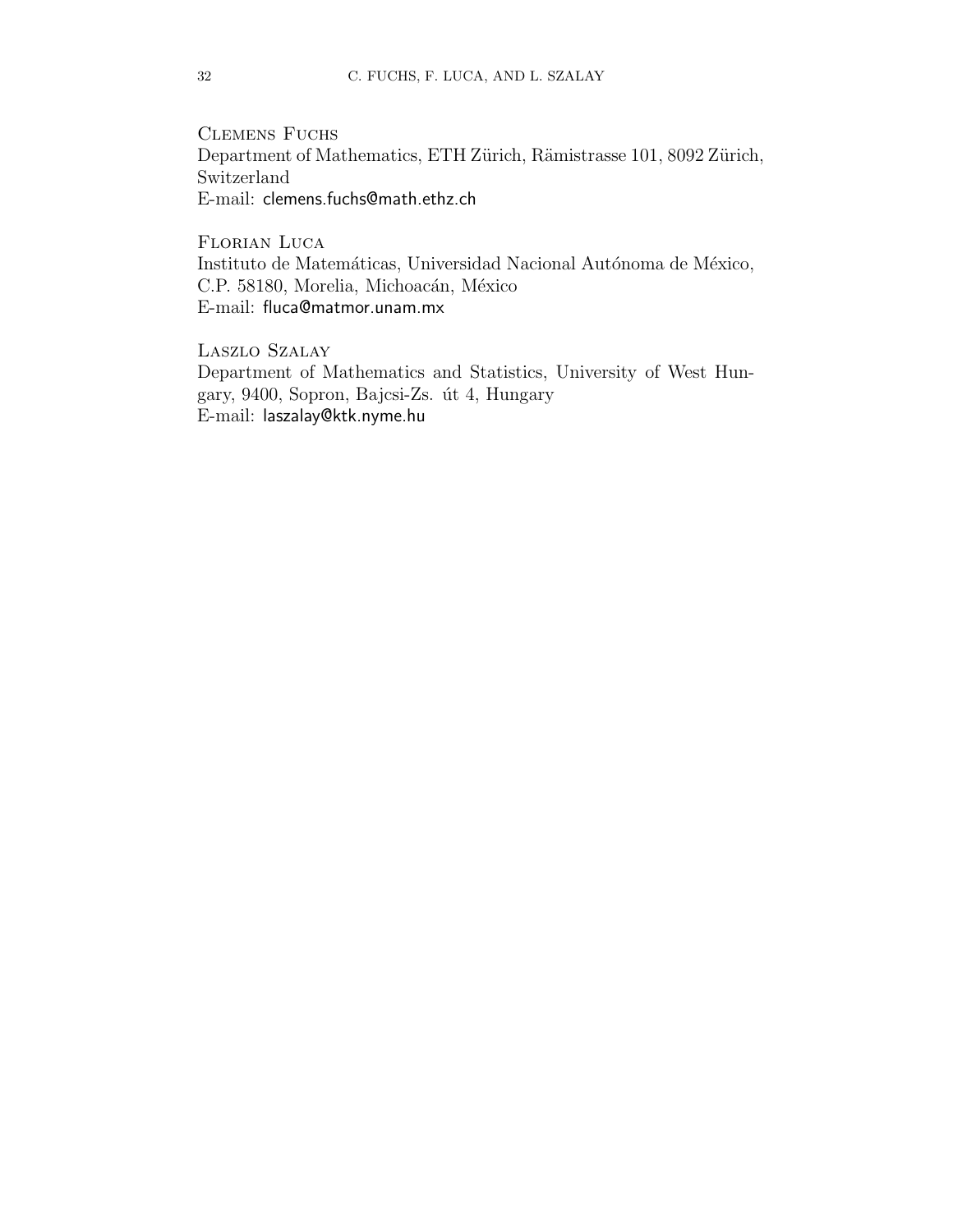Clemens Fuchs
Department of Mathematics, ETH Zürich, Rämistrasse 101, 8092 Zürich, Switzerland
E-mail: clemens.fuchs@math.ethz.ch

Florian Luca
Instituto de Matemáticas, Universidad Nacional Autónoma de México, C.P. 58180, Morelia, Michoacán, México
E-mail: fluca@matmor.unam.mx

Laszlo Szalay
Department of Mathematics and Statistics, University of West Hungary, 9400, Sopron, Bajcsi-Zs. út 4, Hungary
E-mail: laszalay@ktk.nyme.hu